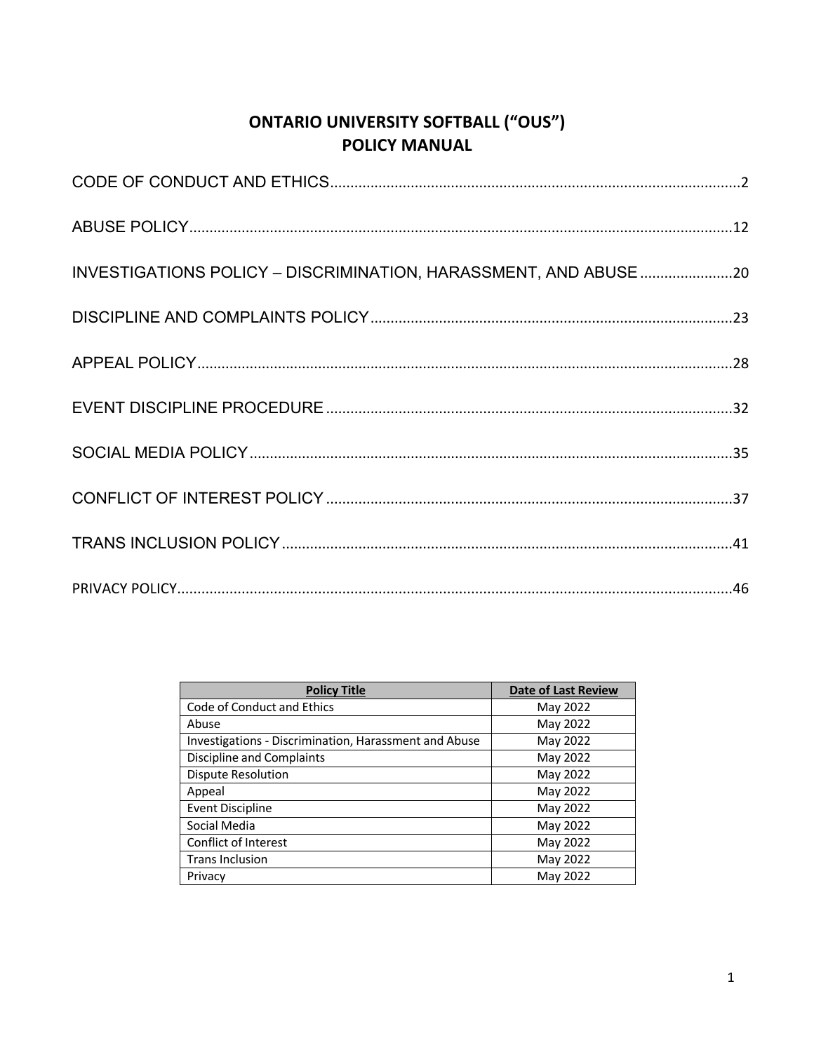# ONTARIO UNIVERSITY SOFTBALL ("OUS")
# POLICY MANUAL

CODE OF CONDUCT AND ETHICS ..... 2

ABUSE POLICY ..... 12

INVESTIGATIONS POLICY – DISCRIMINATION, HARASSMENT, AND ABUSE ..... 20

DISCIPLINE AND COMPLAINTS POLICY ..... 23

APPEAL POLICY ..... 28

EVENT DISCIPLINE PROCEDURE ..... 32

SOCIAL MEDIA POLICY ..... 35

CONFLICT OF INTEREST POLICY ..... 37

TRANS INCLUSION POLICY ..... 41

PRIVACY POLICY ..... 46

| Policy Title | Date of Last Review |
|---|---|
| Code of Conduct and Ethics | May 2022 |
| Abuse | May 2022 |
| Investigations - Discrimination, Harassment and Abuse | May 2022 |
| Discipline and Complaints | May 2022 |
| Dispute Resolution | May 2022 |
| Appeal | May 2022 |
| Event Discipline | May 2022 |
| Social Media | May 2022 |
| Conflict of Interest | May 2022 |
| Trans Inclusion | May 2022 |
| Privacy | May 2022 |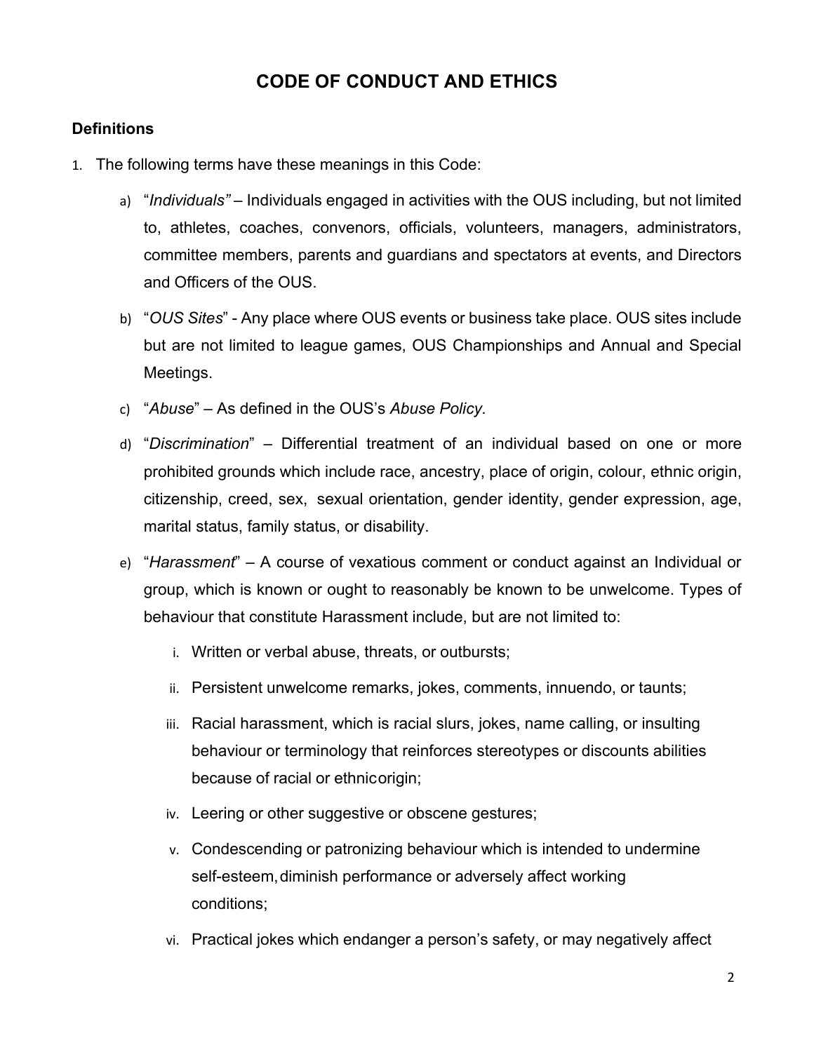# CODE OF CONDUCT AND ETHICS

## Definitions

1. The following terms have these meanings in this Code:

   a) "*Individuals"* – Individuals engaged in activities with the OUS including, but not limited to, athletes, coaches, convenors, officials, volunteers, managers, administrators, committee members, parents and guardians and spectators at events, and Directors and Officers of the OUS.

   b) "*OUS Sites*" - Any place where OUS events or business take place. OUS sites include but are not limited to league games, OUS Championships and Annual and Special Meetings.

   c) "*Abuse*" – As defined in the OUS's *Abuse Policy.*

   d) "*Discrimination*" – Differential treatment of an individual based on one or more prohibited grounds which include race, ancestry, place of origin, colour, ethnic origin, citizenship, creed, sex, sexual orientation, gender identity, gender expression, age, marital status, family status, or disability.

   e) "*Harassment*" – A course of vexatious comment or conduct against an Individual or group, which is known or ought to reasonably be known to be unwelcome. Types of behaviour that constitute Harassment include, but are not limited to:

      i. Written or verbal abuse, threats, or outbursts;

      ii. Persistent unwelcome remarks, jokes, comments, innuendo, or taunts;

      iii. Racial harassment, which is racial slurs, jokes, name calling, or insulting behaviour or terminology that reinforces stereotypes or discounts abilities because of racial or ethnicorigin;

      iv. Leering or other suggestive or obscene gestures;

      v. Condescending or patronizing behaviour which is intended to undermine self-esteem, diminish performance or adversely affect working conditions;

      vi. Practical jokes which endanger a person's safety, or may negatively affect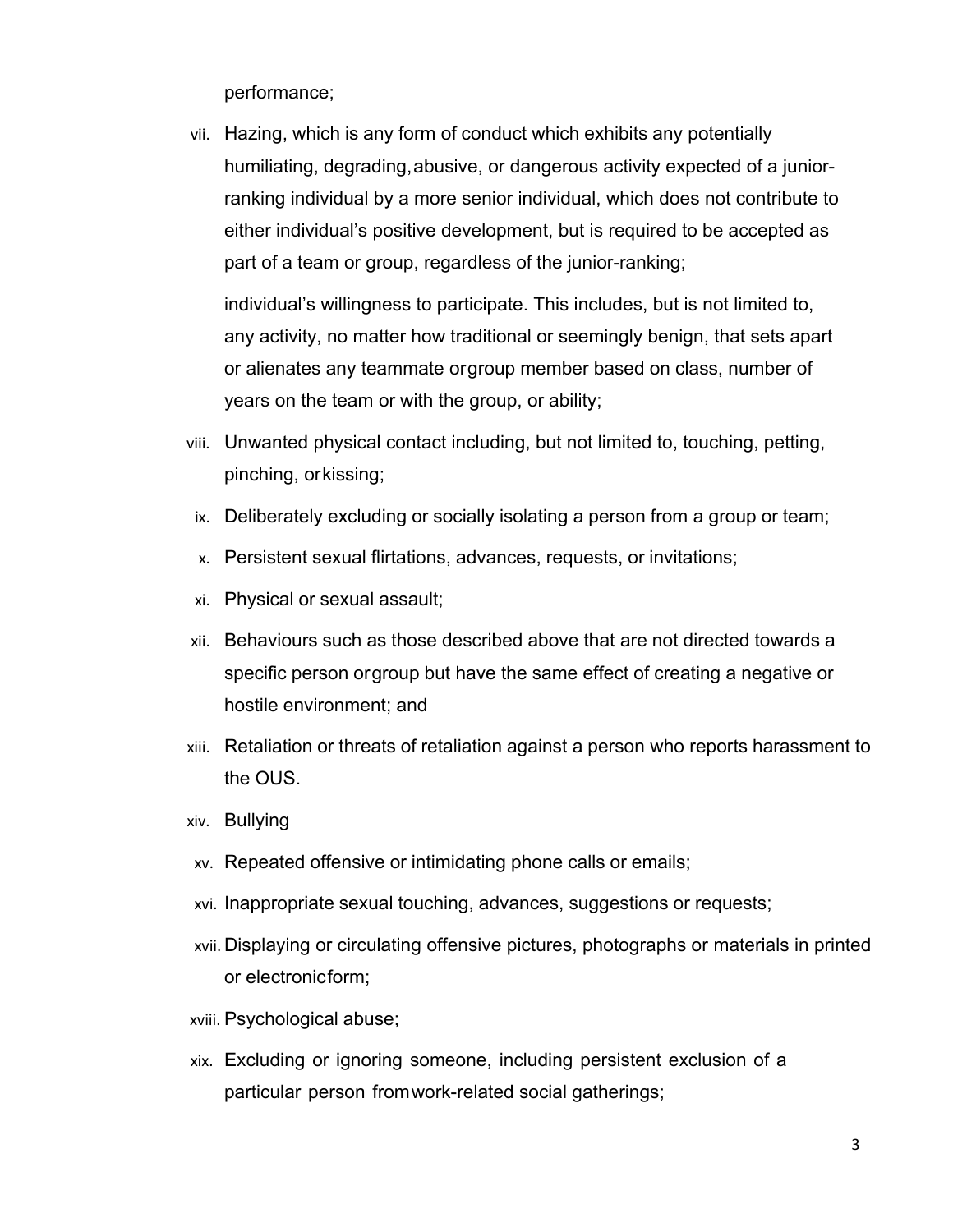performance;

vii. Hazing, which is any form of conduct which exhibits any potentially humiliating, degrading, abusive, or dangerous activity expected of a junior-ranking individual by a more senior individual, which does not contribute to either individual's positive development, but is required to be accepted as part of a team or group, regardless of the junior-ranking;

    individual's willingness to participate. This includes, but is not limited to, any activity, no matter how traditional or seemingly benign, that sets apart or alienates any teammate or group member based on class, number of years on the team or with the group, or ability;

viii. Unwanted physical contact including, but not limited to, touching, petting, pinching, or kissing;

ix. Deliberately excluding or socially isolating a person from a group or team;

x. Persistent sexual flirtations, advances, requests, or invitations;

xi. Physical or sexual assault;

xii. Behaviours such as those described above that are not directed towards a specific person or group but have the same effect of creating a negative or hostile environment; and

xiii. Retaliation or threats of retaliation against a person who reports harassment to the OUS.

xiv. Bullying

xv. Repeated offensive or intimidating phone calls or emails;

xvi. Inappropriate sexual touching, advances, suggestions or requests;

xvii. Displaying or circulating offensive pictures, photographs or materials in printed or electronic form;

xviii. Psychological abuse;

xix. Excluding or ignoring someone, including persistent exclusion of a particular person from work-related social gatherings;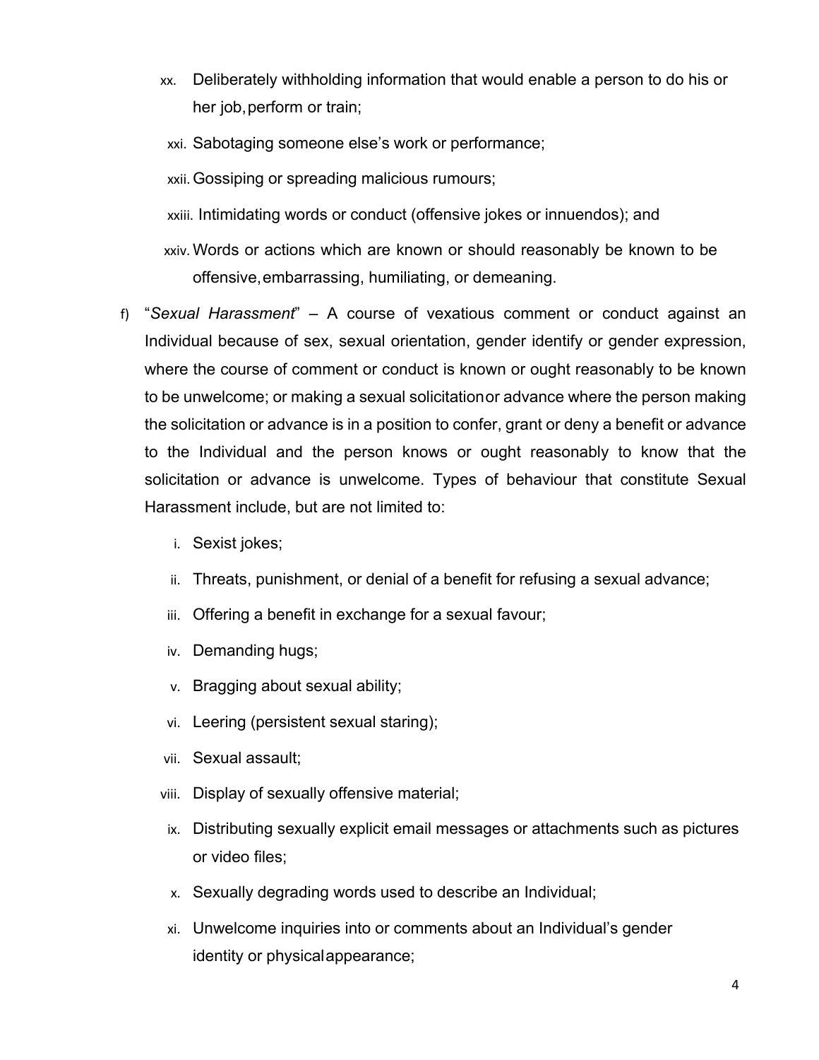xx. Deliberately withholding information that would enable a person to do his or her job, perform or train;

xxi. Sabotaging someone else's work or performance;

xxii. Gossiping or spreading malicious rumours;

xxiii. Intimidating words or conduct (offensive jokes or innuendos); and

xxiv. Words or actions which are known or should reasonably be known to be offensive, embarrassing, humiliating, or demeaning.

f) "*Sexual Harassment*" – A course of vexatious comment or conduct against an Individual because of sex, sexual orientation, gender identify or gender expression, where the course of comment or conduct is known or ought reasonably to be known to be unwelcome; or making a sexual solicitation or advance where the person making the solicitation or advance is in a position to confer, grant or deny a benefit or advance to the Individual and the person knows or ought reasonably to know that the solicitation or advance is unwelcome. Types of behaviour that constitute Sexual Harassment include, but are not limited to:

i. Sexist jokes;

ii. Threats, punishment, or denial of a benefit for refusing a sexual advance;

iii. Offering a benefit in exchange for a sexual favour;

iv. Demanding hugs;

v. Bragging about sexual ability;

vi. Leering (persistent sexual staring);

vii. Sexual assault;

viii. Display of sexually offensive material;

ix. Distributing sexually explicit email messages or attachments such as pictures or video files;

x. Sexually degrading words used to describe an Individual;

xi. Unwelcome inquiries into or comments about an Individual's gender identity or physical appearance;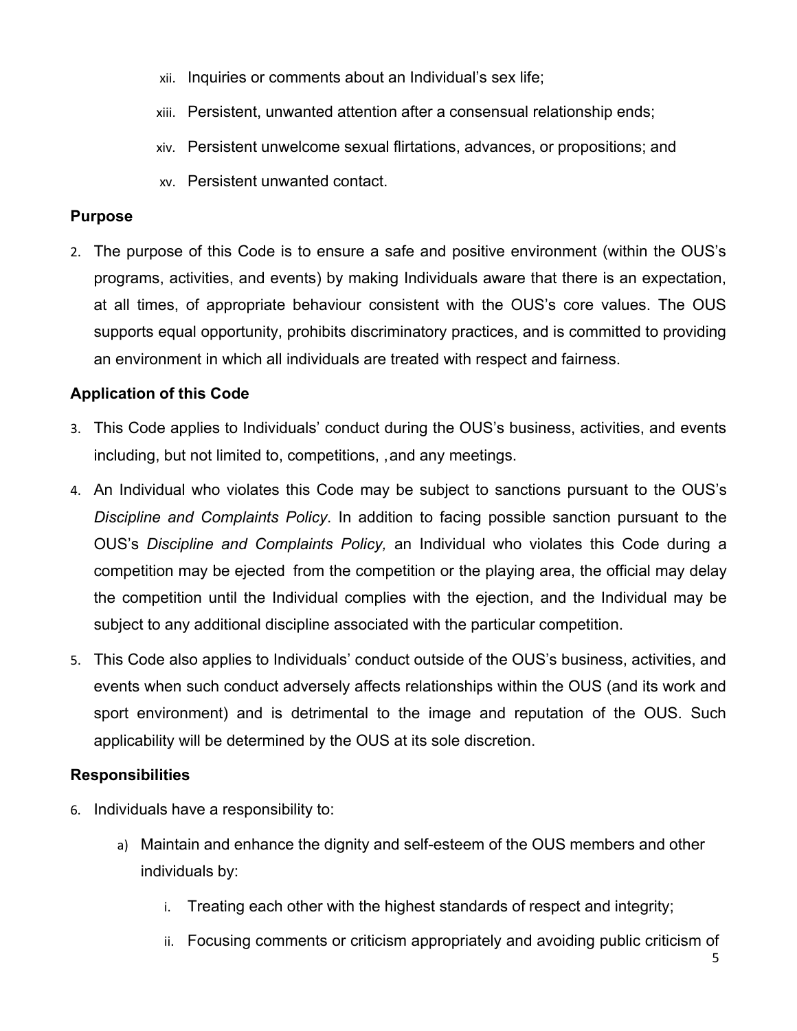xii. Inquiries or comments about an Individual's sex life;

xiii. Persistent, unwanted attention after a consensual relationship ends;

xiv. Persistent unwelcome sexual flirtations, advances, or propositions; and

xv. Persistent unwanted contact.

**Purpose**

2. The purpose of this Code is to ensure a safe and positive environment (within the OUS's programs, activities, and events) by making Individuals aware that there is an expectation, at all times, of appropriate behaviour consistent with the OUS's core values. The OUS supports equal opportunity, prohibits discriminatory practices, and is committed to providing an environment in which all individuals are treated with respect and fairness.

**Application of this Code**

3. This Code applies to Individuals' conduct during the OUS's business, activities, and events including, but not limited to, competitions, , and any meetings.

4. An Individual who violates this Code may be subject to sanctions pursuant to the OUS's *Discipline and Complaints Policy*. In addition to facing possible sanction pursuant to the OUS's *Discipline and Complaints Policy,* an Individual who violates this Code during a competition may be ejected from the competition or the playing area, the official may delay the competition until the Individual complies with the ejection, and the Individual may be subject to any additional discipline associated with the particular competition.

5. This Code also applies to Individuals' conduct outside of the OUS's business, activities, and events when such conduct adversely affects relationships within the OUS (and its work and sport environment) and is detrimental to the image and reputation of the OUS. Such applicability will be determined by the OUS at its sole discretion.

**Responsibilities**

6. Individuals have a responsibility to:

   a) Maintain and enhance the dignity and self-esteem of the OUS members and other individuals by:

      i. Treating each other with the highest standards of respect and integrity;

      ii. Focusing comments or criticism appropriately and avoiding public criticism of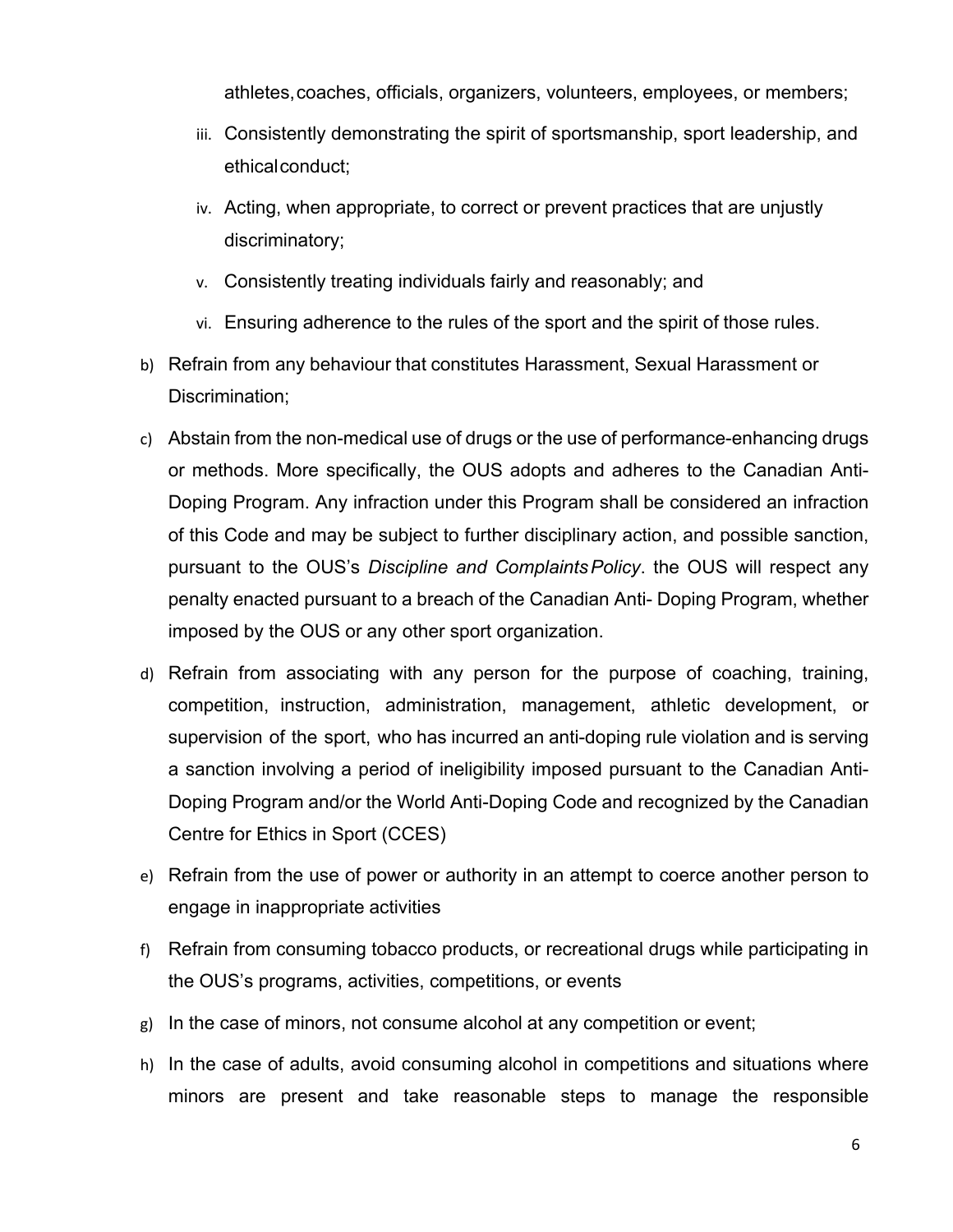athletes, coaches, officials, organizers, volunteers, employees, or members;

   iii. Consistently demonstrating the spirit of sportsmanship, sport leadership, and ethical conduct;

   iv. Acting, when appropriate, to correct or prevent practices that are unjustly discriminatory;

   v. Consistently treating individuals fairly and reasonably; and

   vi. Ensuring adherence to the rules of the sport and the spirit of those rules.

b) Refrain from any behaviour that constitutes Harassment, Sexual Harassment or Discrimination;

c) Abstain from the non-medical use of drugs or the use of performance-enhancing drugs or methods. More specifically, the OUS adopts and adheres to the Canadian Anti-Doping Program. Any infraction under this Program shall be considered an infraction of this Code and may be subject to further disciplinary action, and possible sanction, pursuant to the OUS's *Discipline and Complaints Policy*. the OUS will respect any penalty enacted pursuant to a breach of the Canadian Anti- Doping Program, whether imposed by the OUS or any other sport organization.

d) Refrain from associating with any person for the purpose of coaching, training, competition, instruction, administration, management, athletic development, or supervision of the sport, who has incurred an anti-doping rule violation and is serving a sanction involving a period of ineligibility imposed pursuant to the Canadian Anti-Doping Program and/or the World Anti-Doping Code and recognized by the Canadian Centre for Ethics in Sport (CCES)

e) Refrain from the use of power or authority in an attempt to coerce another person to engage in inappropriate activities

f) Refrain from consuming tobacco products, or recreational drugs while participating in the OUS's programs, activities, competitions, or events

g) In the case of minors, not consume alcohol at any competition or event;

h) In the case of adults, avoid consuming alcohol in competitions and situations where minors are present and take reasonable steps to manage the responsible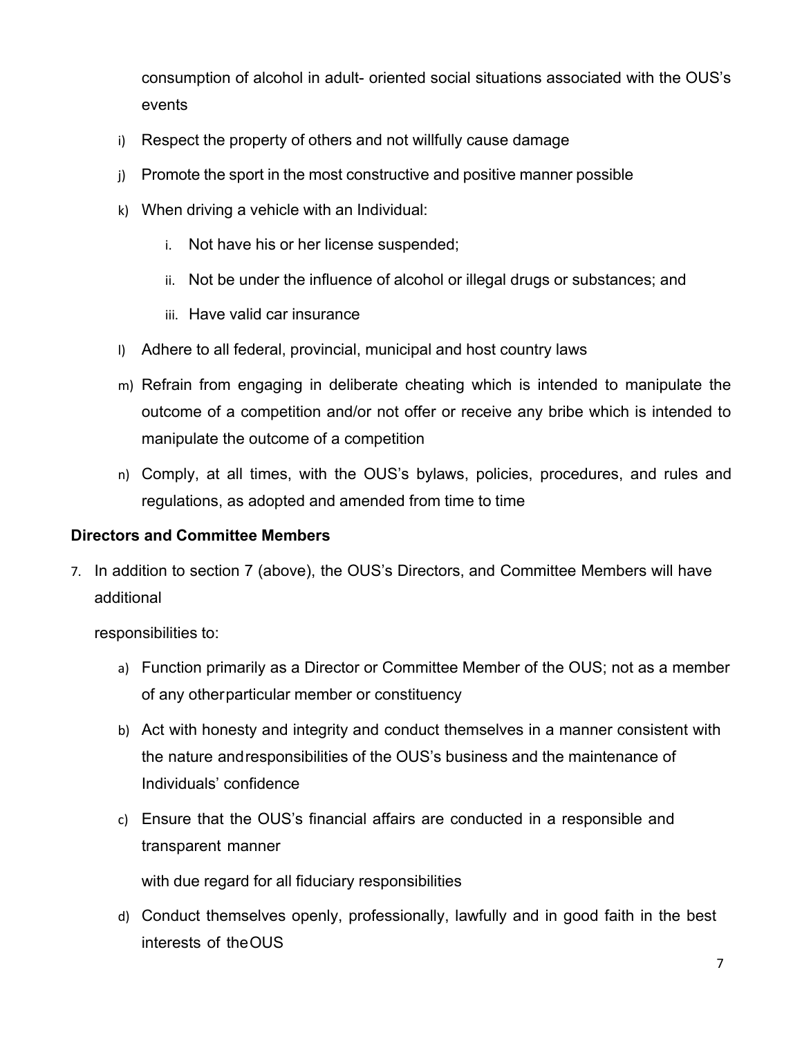consumption of alcohol in adult- oriented social situations associated with the OUS's events

i) Respect the property of others and not willfully cause damage

j) Promote the sport in the most constructive and positive manner possible

k) When driving a vehicle with an Individual:

   i. Not have his or her license suspended;

   ii. Not be under the influence of alcohol or illegal drugs or substances; and

   iii. Have valid car insurance

l) Adhere to all federal, provincial, municipal and host country laws

m) Refrain from engaging in deliberate cheating which is intended to manipulate the outcome of a competition and/or not offer or receive any bribe which is intended to manipulate the outcome of a competition

n) Comply, at all times, with the OUS's bylaws, policies, procedures, and rules and regulations, as adopted and amended from time to time

**Directors and Committee Members**

7. In addition to section 7 (above), the OUS's Directors, and Committee Members will have additional

   responsibilities to:

   a) Function primarily as a Director or Committee Member of the OUS; not as a member of any otherparticular member or constituency

   b) Act with honesty and integrity and conduct themselves in a manner consistent with the nature andresponsibilities of the OUS's business and the maintenance of Individuals' confidence

   c) Ensure that the OUS's financial affairs are conducted in a responsible and transparent manner

      with due regard for all fiduciary responsibilities

   d) Conduct themselves openly, professionally, lawfully and in good faith in the best interests of theOUS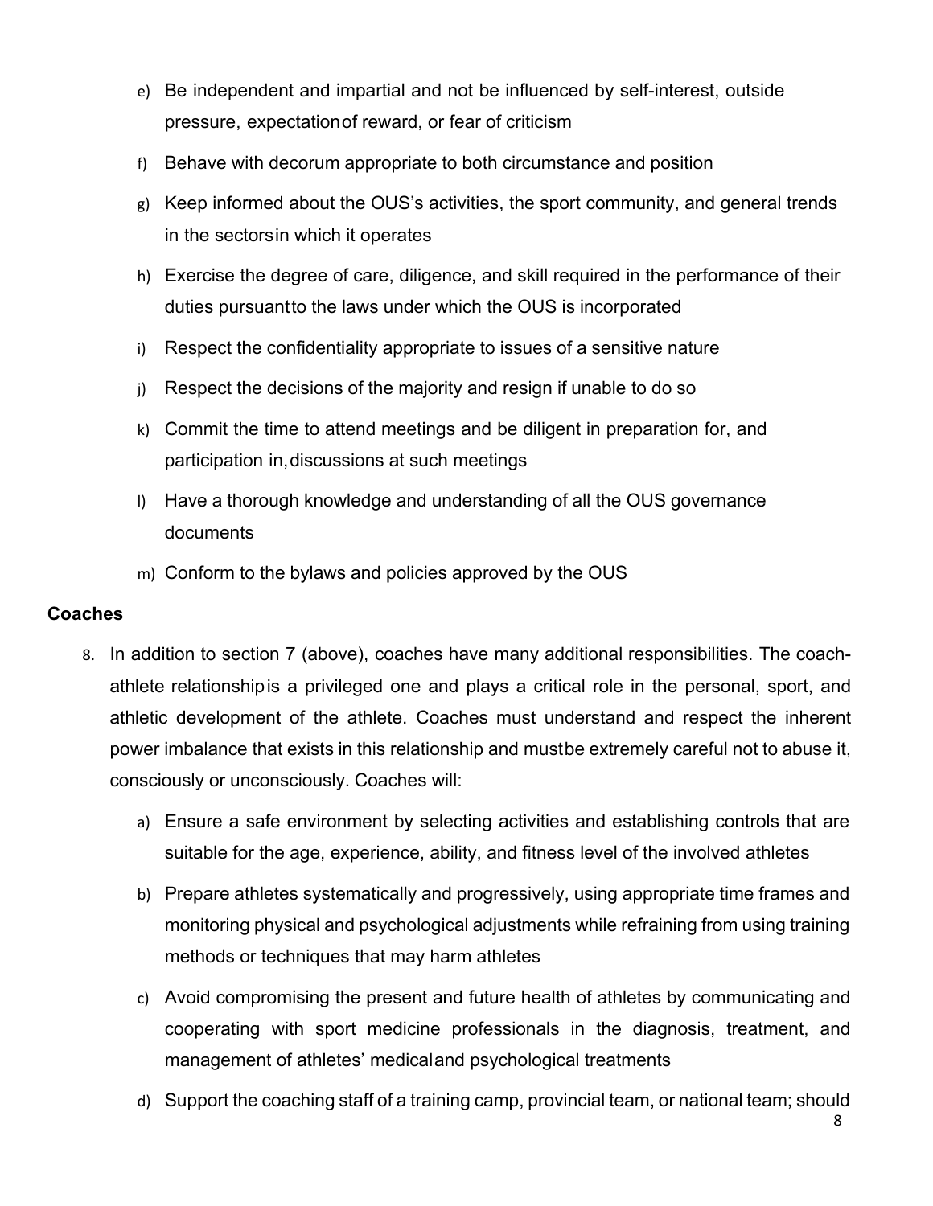e) Be independent and impartial and not be influenced by self-interest, outside pressure, expectation of reward, or fear of criticism
f) Behave with decorum appropriate to both circumstance and position
g) Keep informed about the OUS's activities, the sport community, and general trends in the sectors in which it operates
h) Exercise the degree of care, diligence, and skill required in the performance of their duties pursuant to the laws under which the OUS is incorporated
i) Respect the confidentiality appropriate to issues of a sensitive nature
j) Respect the decisions of the majority and resign if unable to do so
k) Commit the time to attend meetings and be diligent in preparation for, and participation in, discussions at such meetings
l) Have a thorough knowledge and understanding of all the OUS governance documents
m) Conform to the bylaws and policies approved by the OUS

**Coaches**

8. In addition to section 7 (above), coaches have many additional responsibilities. The coach-athlete relationship is a privileged one and plays a critical role in the personal, sport, and athletic development of the athlete. Coaches must understand and respect the inherent power imbalance that exists in this relationship and must be extremely careful not to abuse it, consciously or unconsciously. Coaches will:
   a) Ensure a safe environment by selecting activities and establishing controls that are suitable for the age, experience, ability, and fitness level of the involved athletes
   b) Prepare athletes systematically and progressively, using appropriate time frames and monitoring physical and psychological adjustments while refraining from using training methods or techniques that may harm athletes
   c) Avoid compromising the present and future health of athletes by communicating and cooperating with sport medicine professionals in the diagnosis, treatment, and management of athletes' medical and psychological treatments
   d) Support the coaching staff of a training camp, provincial team, or national team; should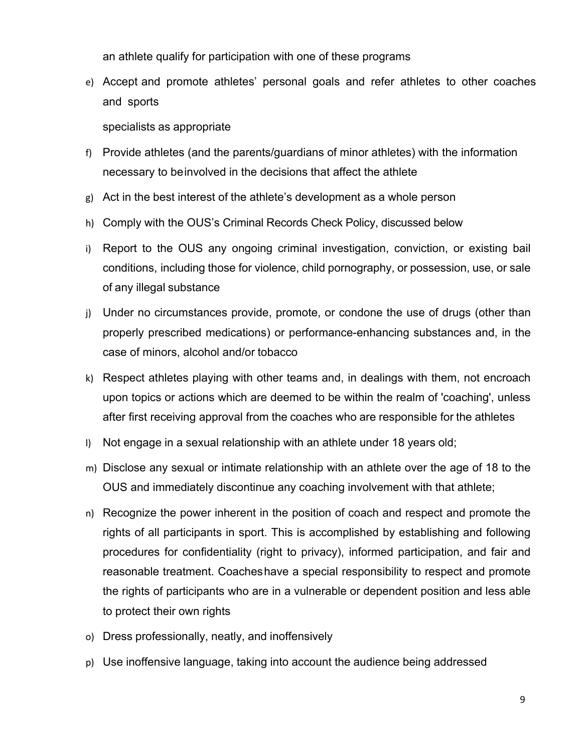an athlete qualify for participation with one of these programs

e) Accept and promote athletes' personal goals and refer athletes to other coaches and sports specialists as appropriate

f) Provide athletes (and the parents/guardians of minor athletes) with the information necessary to be involved in the decisions that affect the athlete

g) Act in the best interest of the athlete's development as a whole person

h) Comply with the OUS's Criminal Records Check Policy, discussed below

i) Report to the OUS any ongoing criminal investigation, conviction, or existing bail conditions, including those for violence, child pornography, or possession, use, or sale of any illegal substance

j) Under no circumstances provide, promote, or condone the use of drugs (other than properly prescribed medications) or performance-enhancing substances and, in the case of minors, alcohol and/or tobacco

k) Respect athletes playing with other teams and, in dealings with them, not encroach upon topics or actions which are deemed to be within the realm of 'coaching', unless after first receiving approval from the coaches who are responsible for the athletes

l) Not engage in a sexual relationship with an athlete under 18 years old;

m) Disclose any sexual or intimate relationship with an athlete over the age of 18 to the OUS and immediately discontinue any coaching involvement with that athlete;

n) Recognize the power inherent in the position of coach and respect and promote the rights of all participants in sport. This is accomplished by establishing and following procedures for confidentiality (right to privacy), informed participation, and fair and reasonable treatment. Coaches have a special responsibility to respect and promote the rights of participants who are in a vulnerable or dependent position and less able to protect their own rights

o) Dress professionally, neatly, and inoffensively

p) Use inoffensive language, taking into account the audience being addressed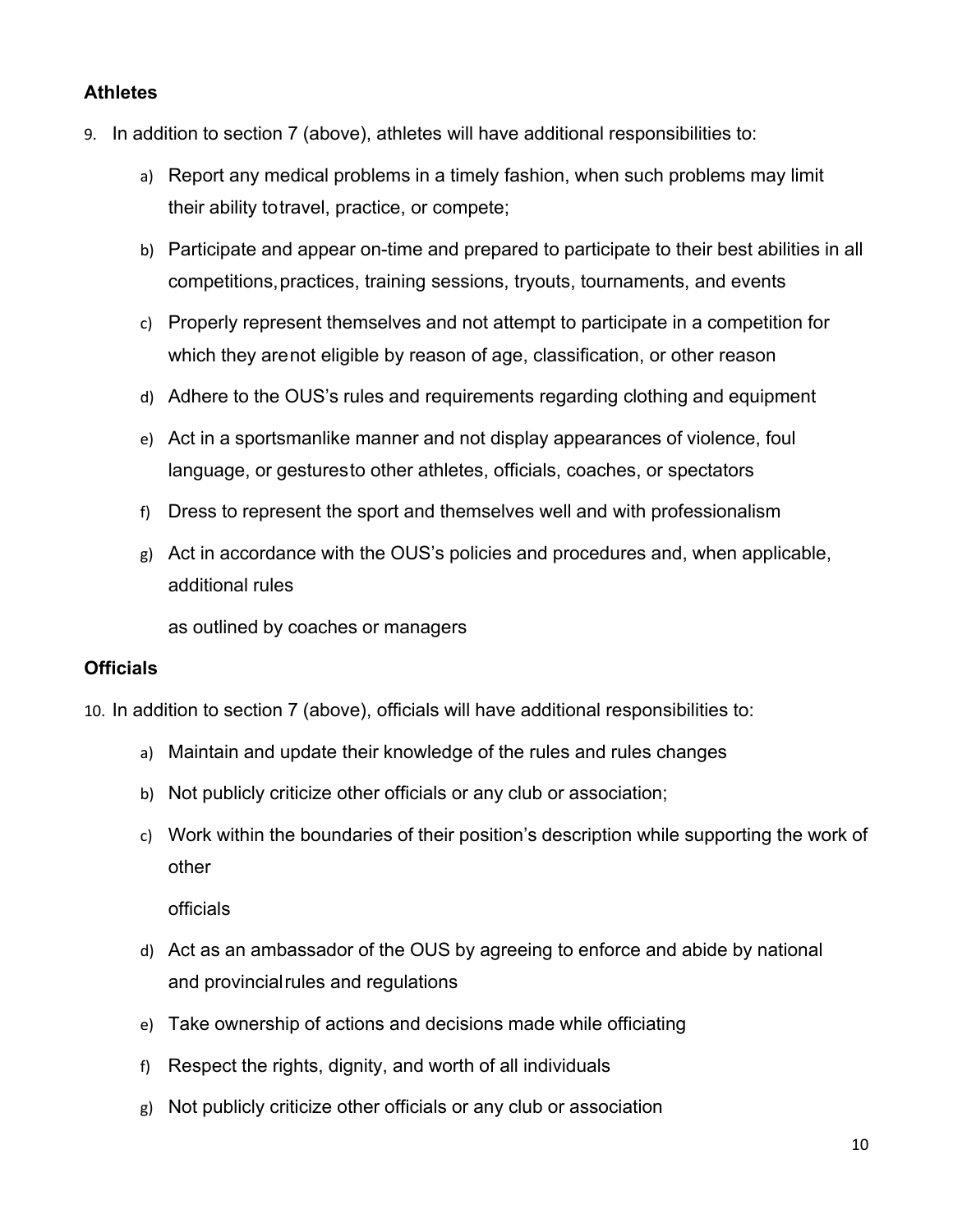**Athletes**

9. In addition to section 7 (above), athletes will have additional responsibilities to:

   a) Report any medical problems in a timely fashion, when such problems may limit their ability to travel, practice, or compete;

   b) Participate and appear on-time and prepared to participate to their best abilities in all competitions, practices, training sessions, tryouts, tournaments, and events

   c) Properly represent themselves and not attempt to participate in a competition for which they are not eligible by reason of age, classification, or other reason

   d) Adhere to the OUS's rules and requirements regarding clothing and equipment

   e) Act in a sportsmanlike manner and not display appearances of violence, foul language, or gestures to other athletes, officials, coaches, or spectators

   f) Dress to represent the sport and themselves well and with professionalism

   g) Act in accordance with the OUS's policies and procedures and, when applicable, additional rules

      as outlined by coaches or managers

**Officials**

10. In addition to section 7 (above), officials will have additional responsibilities to:

   a) Maintain and update their knowledge of the rules and rules changes

   b) Not publicly criticize other officials or any club or association;

   c) Work within the boundaries of their position's description while supporting the work of other

      officials

   d) Act as an ambassador of the OUS by agreeing to enforce and abide by national and provincial rules and regulations

   e) Take ownership of actions and decisions made while officiating

   f) Respect the rights, dignity, and worth of all individuals

   g) Not publicly criticize other officials or any club or association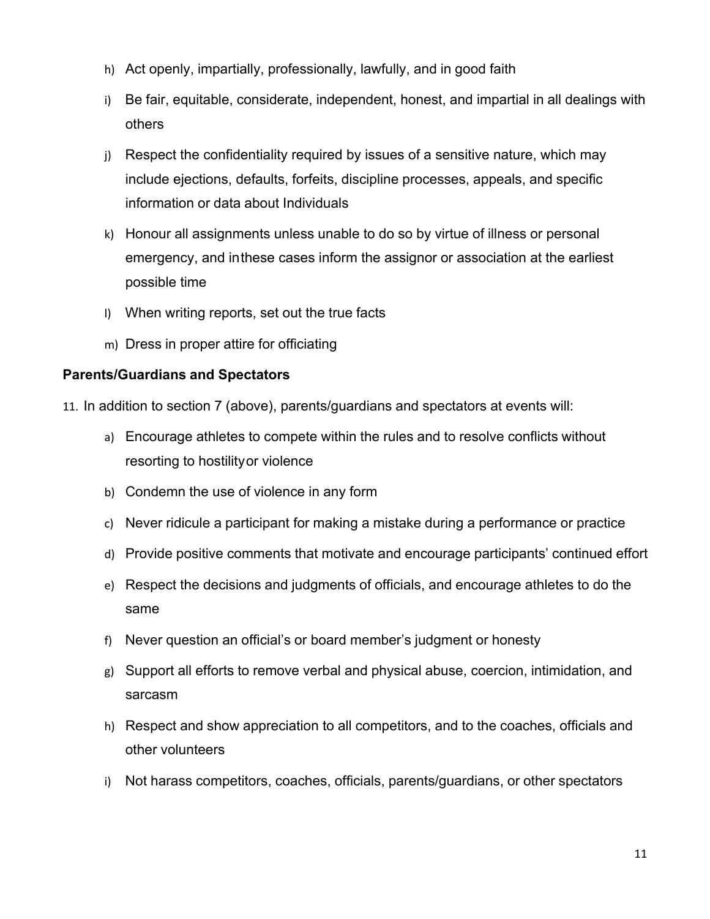h) Act openly, impartially, professionally, lawfully, and in good faith

i) Be fair, equitable, considerate, independent, honest, and impartial in all dealings with others

j) Respect the confidentiality required by issues of a sensitive nature, which may include ejections, defaults, forfeits, discipline processes, appeals, and specific information or data about Individuals

k) Honour all assignments unless unable to do so by virtue of illness or personal emergency, and inthese cases inform the assignor or association at the earliest possible time

l) When writing reports, set out the true facts

m) Dress in proper attire for officiating

**Parents/Guardians and Spectators**

11. In addition to section 7 (above), parents/guardians and spectators at events will:

a) Encourage athletes to compete within the rules and to resolve conflicts without resorting to hostilityor violence

b) Condemn the use of violence in any form

c) Never ridicule a participant for making a mistake during a performance or practice

d) Provide positive comments that motivate and encourage participants' continued effort

e) Respect the decisions and judgments of officials, and encourage athletes to do the same

f) Never question an official's or board member's judgment or honesty

g) Support all efforts to remove verbal and physical abuse, coercion, intimidation, and sarcasm

h) Respect and show appreciation to all competitors, and to the coaches, officials and other volunteers

i) Not harass competitors, coaches, officials, parents/guardians, or other spectators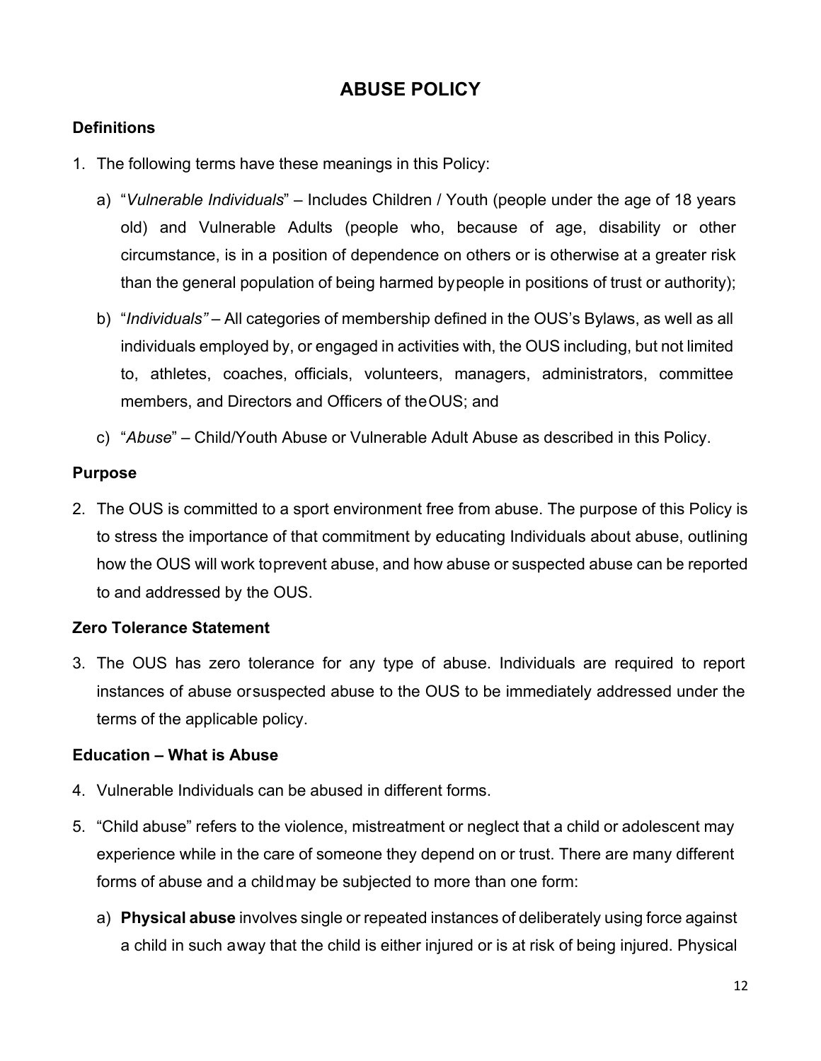# ABUSE POLICY

### Definitions

1. The following terms have these meanings in this Policy:

   a) "*Vulnerable Individuals*" – Includes Children / Youth (people under the age of 18 years old) and Vulnerable Adults (people who, because of age, disability or other circumstance, is in a position of dependence on others or is otherwise at a greater risk than the general population of being harmed by people in positions of trust or authority);

   b) "*Individuals"* – All categories of membership defined in the OUS's Bylaws, as well as all individuals employed by, or engaged in activities with, the OUS including, but not limited to, athletes, coaches, officials, volunteers, managers, administrators, committee members, and Directors and Officers of the OUS; and

   c) "*Abuse*" – Child/Youth Abuse or Vulnerable Adult Abuse as described in this Policy.

### Purpose

2. The OUS is committed to a sport environment free from abuse. The purpose of this Policy is to stress the importance of that commitment by educating Individuals about abuse, outlining how the OUS will work to prevent abuse, and how abuse or suspected abuse can be reported to and addressed by the OUS.

### Zero Tolerance Statement

3. The OUS has zero tolerance for any type of abuse. Individuals are required to report instances of abuse or suspected abuse to the OUS to be immediately addressed under the terms of the applicable policy.

### Education – What is Abuse

4. Vulnerable Individuals can be abused in different forms.

5. "Child abuse" refers to the violence, mistreatment or neglect that a child or adolescent may experience while in the care of someone they depend on or trust. There are many different forms of abuse and a child may be subjected to more than one form:

   a) **Physical abuse** involves single or repeated instances of deliberately using force against a child in such a way that the child is either injured or is at risk of being injured. Physical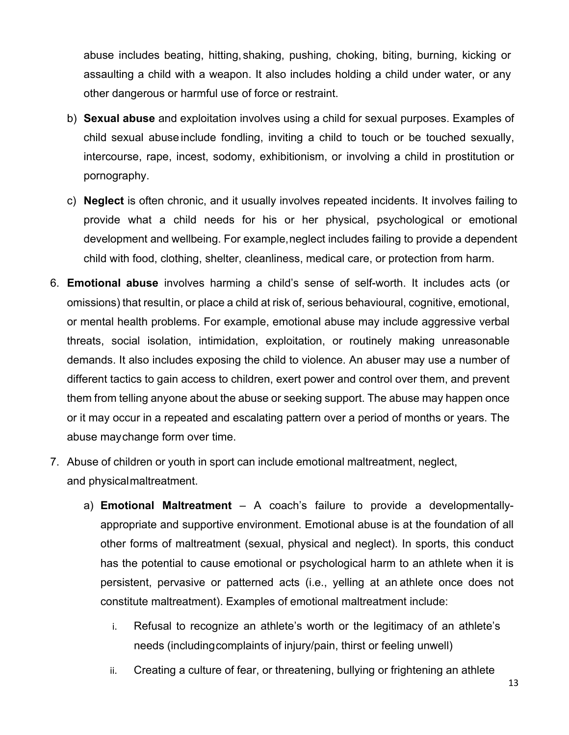abuse includes beating, hitting, shaking, pushing, choking, biting, burning, kicking or assaulting a child with a weapon. It also includes holding a child under water, or any other dangerous or harmful use of force or restraint.

b) **Sexual abuse** and exploitation involves using a child for sexual purposes. Examples of child sexual abuse include fondling, inviting a child to touch or be touched sexually, intercourse, rape, incest, sodomy, exhibitionism, or involving a child in prostitution or pornography.

c) **Neglect** is often chronic, and it usually involves repeated incidents. It involves failing to provide what a child needs for his or her physical, psychological or emotional development and wellbeing. For example, neglect includes failing to provide a dependent child with food, clothing, shelter, cleanliness, medical care, or protection from harm.

6. **Emotional abuse** involves harming a child's sense of self-worth. It includes acts (or omissions) that result in, or place a child at risk of, serious behavioural, cognitive, emotional, or mental health problems. For example, emotional abuse may include aggressive verbal threats, social isolation, intimidation, exploitation, or routinely making unreasonable demands. It also includes exposing the child to violence. An abuser may use a number of different tactics to gain access to children, exert power and control over them, and prevent them from telling anyone about the abuse or seeking support. The abuse may happen once or it may occur in a repeated and escalating pattern over a period of months or years. The abuse may change form over time.

7. Abuse of children or youth in sport can include emotional maltreatment, neglect, and physical maltreatment.

    a) **Emotional Maltreatment** – A coach's failure to provide a developmentally-appropriate and supportive environment. Emotional abuse is at the foundation of all other forms of maltreatment (sexual, physical and neglect). In sports, this conduct has the potential to cause emotional or psychological harm to an athlete when it is persistent, pervasive or patterned acts (i.e., yelling at an athlete once does not constitute maltreatment). Examples of emotional maltreatment include:

        i. Refusal to recognize an athlete's worth or the legitimacy of an athlete's needs (including complaints of injury/pain, thirst or feeling unwell)

        ii. Creating a culture of fear, or threatening, bullying or frightening an athlete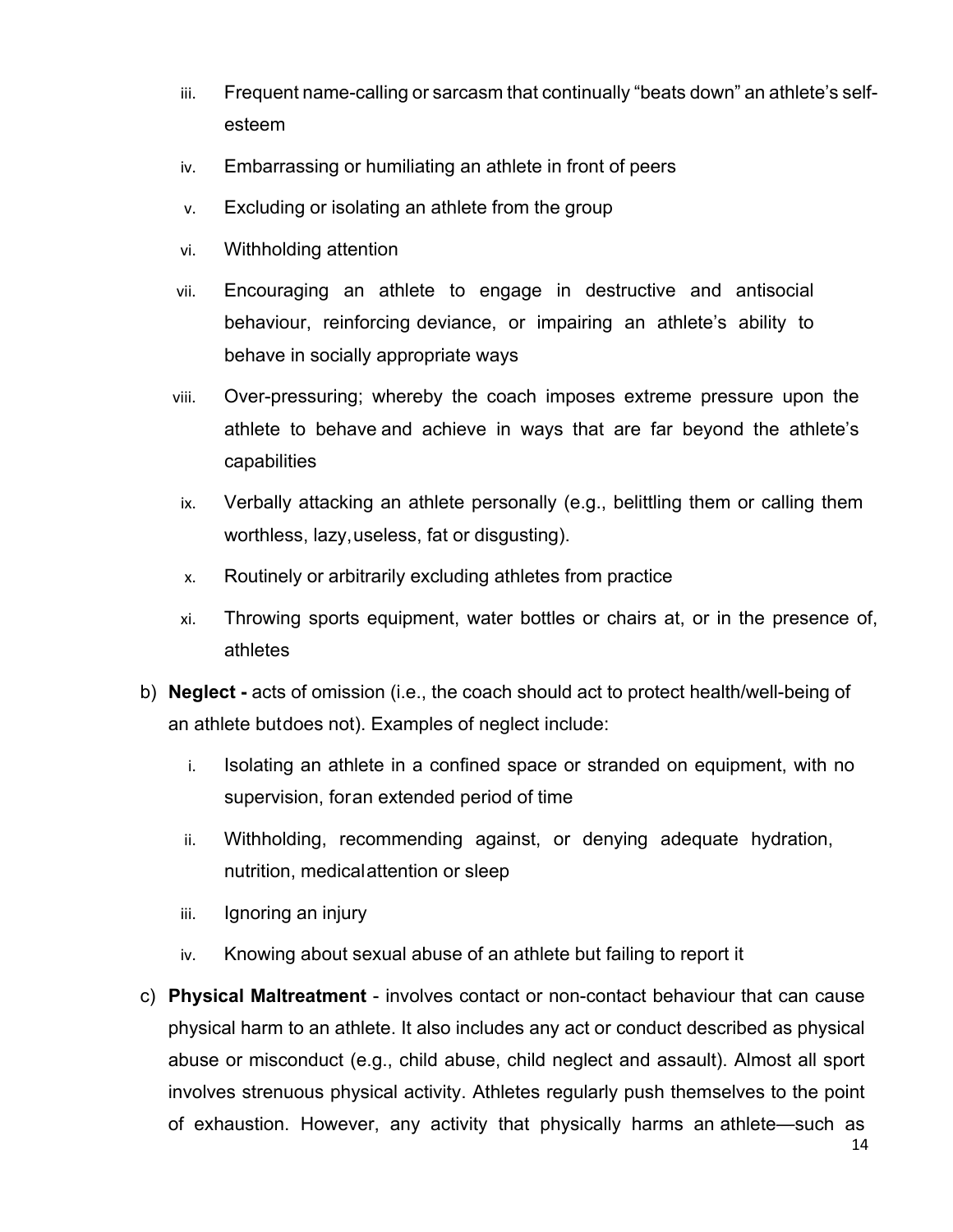iii. Frequent name-calling or sarcasm that continually "beats down" an athlete's self-esteem

iv. Embarrassing or humiliating an athlete in front of peers

v. Excluding or isolating an athlete from the group

vi. Withholding attention

vii. Encouraging an athlete to engage in destructive and antisocial behaviour, reinforcing deviance, or impairing an athlete's ability to behave in socially appropriate ways

viii. Over-pressuring; whereby the coach imposes extreme pressure upon the athlete to behave and achieve in ways that are far beyond the athlete's capabilities

ix. Verbally attacking an athlete personally (e.g., belittling them or calling them worthless, lazy, useless, fat or disgusting).

x. Routinely or arbitrarily excluding athletes from practice

xi. Throwing sports equipment, water bottles or chairs at, or in the presence of, athletes

b) **Neglect -** acts of omission (i.e., the coach should act to protect health/well-being of an athlete but does not). Examples of neglect include:

i. Isolating an athlete in a confined space or stranded on equipment, with no supervision, for an extended period of time

ii. Withholding, recommending against, or denying adequate hydration, nutrition, medical attention or sleep

iii. Ignoring an injury

iv. Knowing about sexual abuse of an athlete but failing to report it

c) **Physical Maltreatment** - involves contact or non-contact behaviour that can cause physical harm to an athlete. It also includes any act or conduct described as physical abuse or misconduct (e.g., child abuse, child neglect and assault). Almost all sport involves strenuous physical activity. Athletes regularly push themselves to the point of exhaustion. However, any activity that physically harms an athlete—such as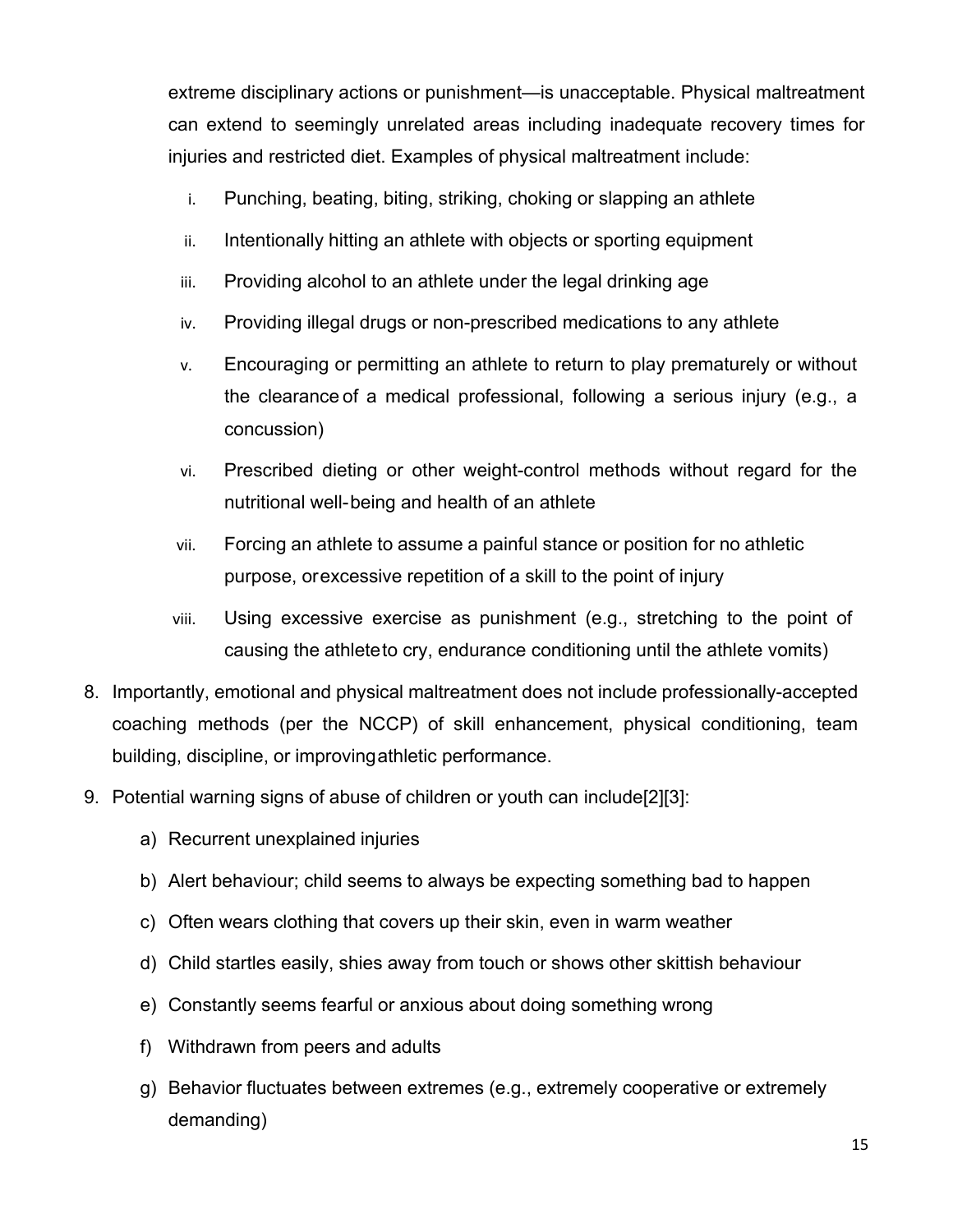extreme disciplinary actions or punishment—is unacceptable. Physical maltreatment can extend to seemingly unrelated areas including inadequate recovery times for injuries and restricted diet. Examples of physical maltreatment include:

i. Punching, beating, biting, striking, choking or slapping an athlete
ii. Intentionally hitting an athlete with objects or sporting equipment
iii. Providing alcohol to an athlete under the legal drinking age
iv. Providing illegal drugs or non-prescribed medications to any athlete
v. Encouraging or permitting an athlete to return to play prematurely or without the clearance of a medical professional, following a serious injury (e.g., a concussion)
vi. Prescribed dieting or other weight-control methods without regard for the nutritional well-being and health of an athlete
vii. Forcing an athlete to assume a painful stance or position for no athletic purpose, or excessive repetition of a skill to the point of injury
viii. Using excessive exercise as punishment (e.g., stretching to the point of causing the athlete to cry, endurance conditioning until the athlete vomits)

8. Importantly, emotional and physical maltreatment does not include professionally-accepted coaching methods (per the NCCP) of skill enhancement, physical conditioning, team building, discipline, or improving athletic performance.

9. Potential warning signs of abuse of children or youth can include[2][3]:

   a) Recurrent unexplained injuries
   b) Alert behaviour; child seems to always be expecting something bad to happen
   c) Often wears clothing that covers up their skin, even in warm weather
   d) Child startles easily, shies away from touch or shows other skittish behaviour
   e) Constantly seems fearful or anxious about doing something wrong
   f) Withdrawn from peers and adults
   g) Behavior fluctuates between extremes (e.g., extremely cooperative or extremely demanding)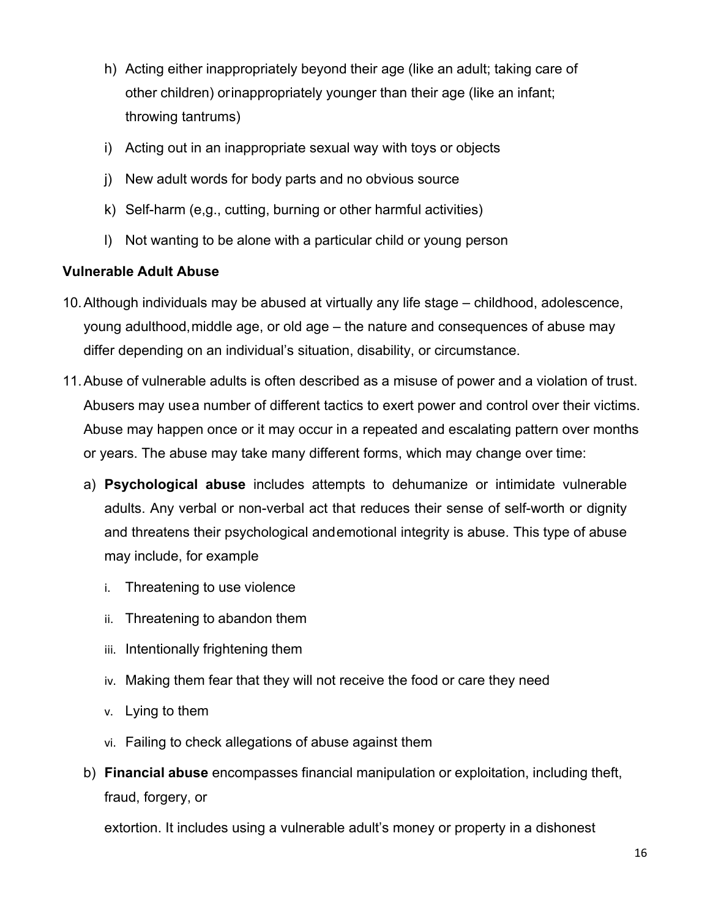h) Acting either inappropriately beyond their age (like an adult; taking care of other children) or inappropriately younger than their age (like an infant; throwing tantrums)

i) Acting out in an inappropriate sexual way with toys or objects

j) New adult words for body parts and no obvious source

k) Self-harm (e,g., cutting, burning or other harmful activities)

l) Not wanting to be alone with a particular child or young person

**Vulnerable Adult Abuse**

10. Although individuals may be abused at virtually any life stage – childhood, adolescence, young adulthood, middle age, or old age – the nature and consequences of abuse may differ depending on an individual's situation, disability, or circumstance.

11. Abuse of vulnerable adults is often described as a misuse of power and a violation of trust. Abusers may use a number of different tactics to exert power and control over their victims. Abuse may happen once or it may occur in a repeated and escalating pattern over months or years. The abuse may take many different forms, which may change over time:

    a) **Psychological abuse** includes attempts to dehumanize or intimidate vulnerable adults. Any verbal or non-verbal act that reduces their sense of self-worth or dignity and threatens their psychological and emotional integrity is abuse. This type of abuse may include, for example

        i. Threatening to use violence

        ii. Threatening to abandon them

        iii. Intentionally frightening them

        iv. Making them fear that they will not receive the food or care they need

        v. Lying to them

        vi. Failing to check allegations of abuse against them

    b) **Financial abuse** encompasses financial manipulation or exploitation, including theft, fraud, forgery, or

    extortion. It includes using a vulnerable adult's money or property in a dishonest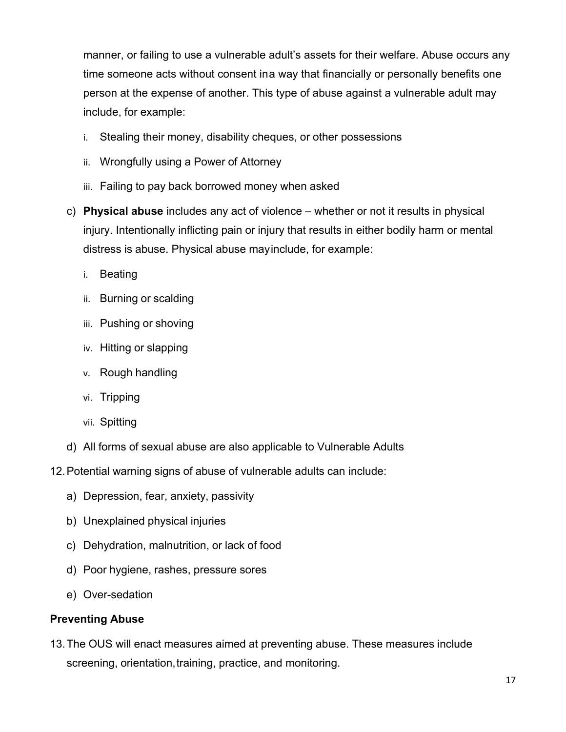manner, or failing to use a vulnerable adult's assets for their welfare. Abuse occurs any time someone acts without consent ina way that financially or personally benefits one person at the expense of another. This type of abuse against a vulnerable adult may include, for example:

   i. Stealing their money, disability cheques, or other possessions
   ii. Wrongfully using a Power of Attorney
   iii. Failing to pay back borrowed money when asked

c) **Physical abuse** includes any act of violence – whether or not it results in physical injury. Intentionally inflicting pain or injury that results in either bodily harm or mental distress is abuse. Physical abuse mayinclude, for example:

   i. Beating
   ii. Burning or scalding
   iii. Pushing or shoving
   iv. Hitting or slapping
   v. Rough handling
   vi. Tripping
   vii. Spitting

d) All forms of sexual abuse are also applicable to Vulnerable Adults

12. Potential warning signs of abuse of vulnerable adults can include:

   a) Depression, fear, anxiety, passivity
   b) Unexplained physical injuries
   c) Dehydration, malnutrition, or lack of food
   d) Poor hygiene, rashes, pressure sores
   e) Over-sedation

**Preventing Abuse**

13. The OUS will enact measures aimed at preventing abuse. These measures include screening, orientation, training, practice, and monitoring.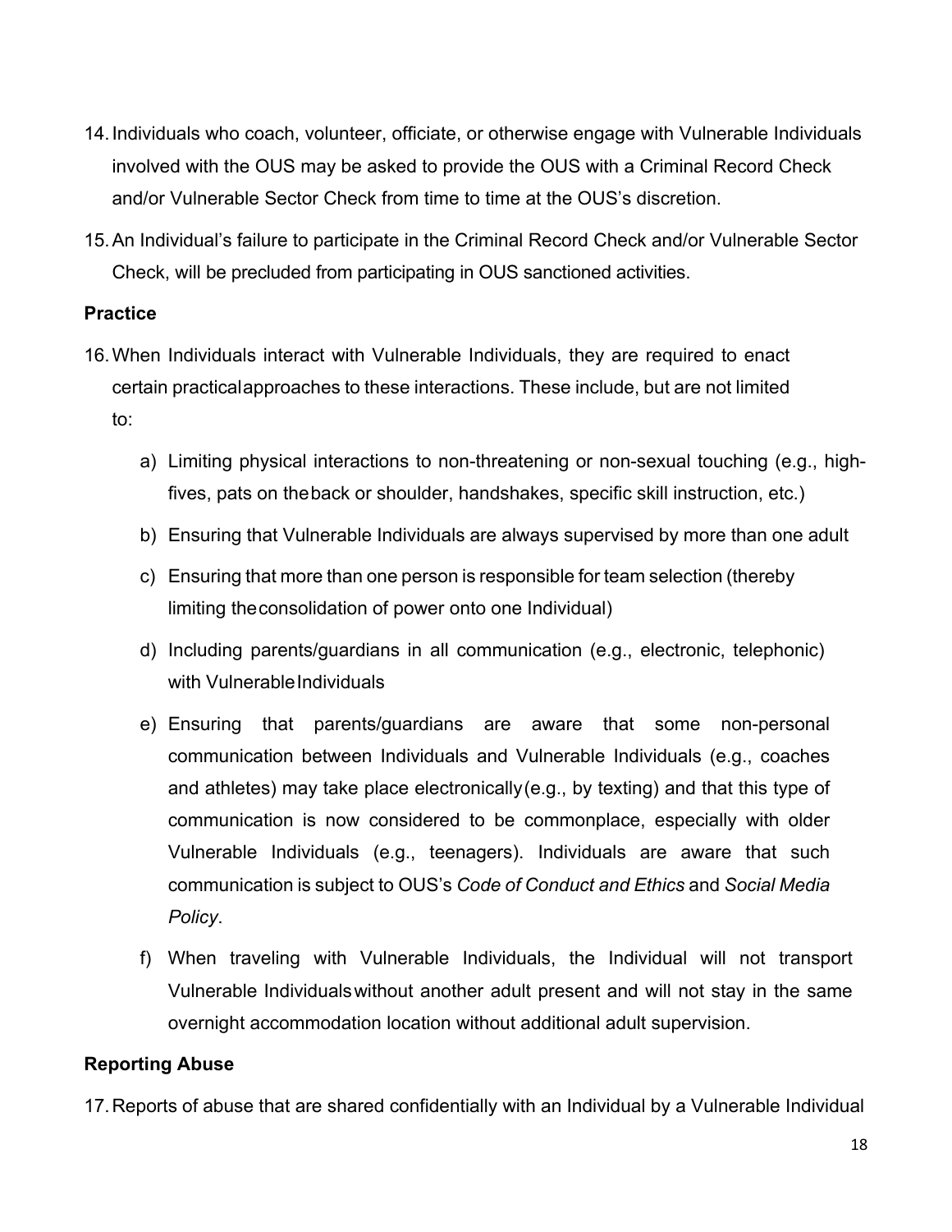14. Individuals who coach, volunteer, officiate, or otherwise engage with Vulnerable Individuals involved with the OUS may be asked to provide the OUS with a Criminal Record Check and/or Vulnerable Sector Check from time to time at the OUS's discretion.

15. An Individual's failure to participate in the Criminal Record Check and/or Vulnerable Sector Check, will be precluded from participating in OUS sanctioned activities.

**Practice**

16. When Individuals interact with Vulnerable Individuals, they are required to enact certain practical approaches to these interactions. These include, but are not limited to:

    a) Limiting physical interactions to non-threatening or non-sexual touching (e.g., high-fives, pats on the back or shoulder, handshakes, specific skill instruction, etc.)

    b) Ensuring that Vulnerable Individuals are always supervised by more than one adult

    c) Ensuring that more than one person is responsible for team selection (thereby limiting the consolidation of power onto one Individual)

    d) Including parents/guardians in all communication (e.g., electronic, telephonic) with Vulnerable Individuals

    e) Ensuring that parents/guardians are aware that some non-personal communication between Individuals and Vulnerable Individuals (e.g., coaches and athletes) may take place electronically (e.g., by texting) and that this type of communication is now considered to be commonplace, especially with older Vulnerable Individuals (e.g., teenagers). Individuals are aware that such communication is subject to OUS's *Code of Conduct and Ethics* and *Social Media Policy*.

    f) When traveling with Vulnerable Individuals, the Individual will not transport Vulnerable Individuals without another adult present and will not stay in the same overnight accommodation location without additional adult supervision.

**Reporting Abuse**

17. Reports of abuse that are shared confidentially with an Individual by a Vulnerable Individual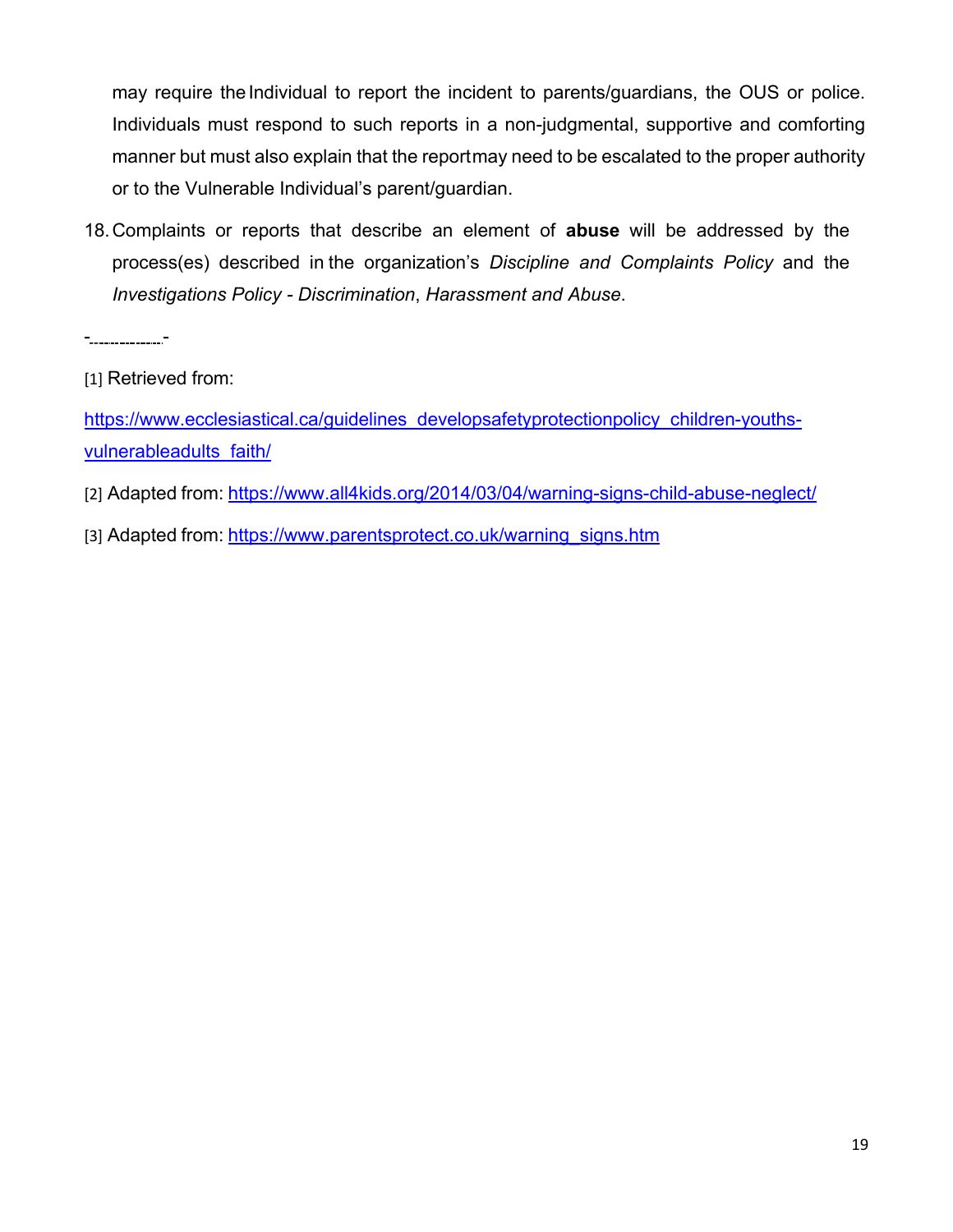may require the Individual to report the incident to parents/guardians, the OUS or police. Individuals must respond to such reports in a non-judgmental, supportive and comforting manner but must also explain that the report may need to be escalated to the proper authority or to the Vulnerable Individual's parent/guardian.

18. Complaints or reports that describe an element of **abuse** will be addressed by the process(es) described in the organization's *Discipline and Complaints Policy* and the *Investigations Policy - Discrimination*, *Harassment and Abuse*.

---

[1] Retrieved from: https://www.ecclesiastical.ca/guidelines_developsafetyprotectionpolicy_children-youths-vulnerableadults_faith/

[2] Adapted from: https://www.all4kids.org/2014/03/04/warning-signs-child-abuse-neglect/

[3] Adapted from: https://www.parentsprotect.co.uk/warning_signs.htm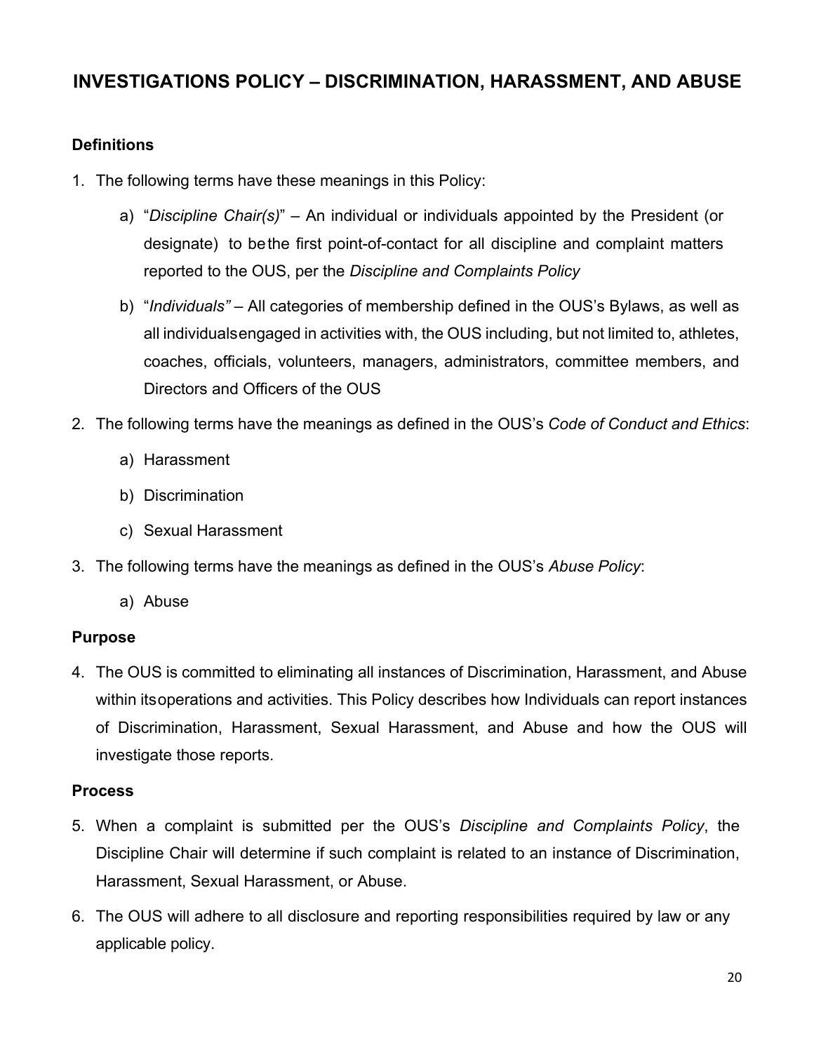## INVESTIGATIONS POLICY – DISCRIMINATION, HARASSMENT, AND ABUSE

### Definitions

1. The following terms have these meanings in this Policy:
   a) "*Discipline Chair(s)*" – An individual or individuals appointed by the President (or designate) to be the first point-of-contact for all discipline and complaint matters reported to the OUS, per the *Discipline and Complaints Policy*
   b) "*Individuals"* – All categories of membership defined in the OUS's Bylaws, as well as all individuals engaged in activities with, the OUS including, but not limited to, athletes, coaches, officials, volunteers, managers, administrators, committee members, and Directors and Officers of the OUS
2. The following terms have the meanings as defined in the OUS's *Code of Conduct and Ethics*:
   a) Harassment
   b) Discrimination
   c) Sexual Harassment
3. The following terms have the meanings as defined in the OUS's *Abuse Policy*:
   a) Abuse

### Purpose

4. The OUS is committed to eliminating all instances of Discrimination, Harassment, and Abuse within its operations and activities. This Policy describes how Individuals can report instances of Discrimination, Harassment, Sexual Harassment, and Abuse and how the OUS will investigate those reports.

### Process

5. When a complaint is submitted per the OUS's *Discipline and Complaints Policy*, the Discipline Chair will determine if such complaint is related to an instance of Discrimination, Harassment, Sexual Harassment, or Abuse.
6. The OUS will adhere to all disclosure and reporting responsibilities required by law or any applicable policy.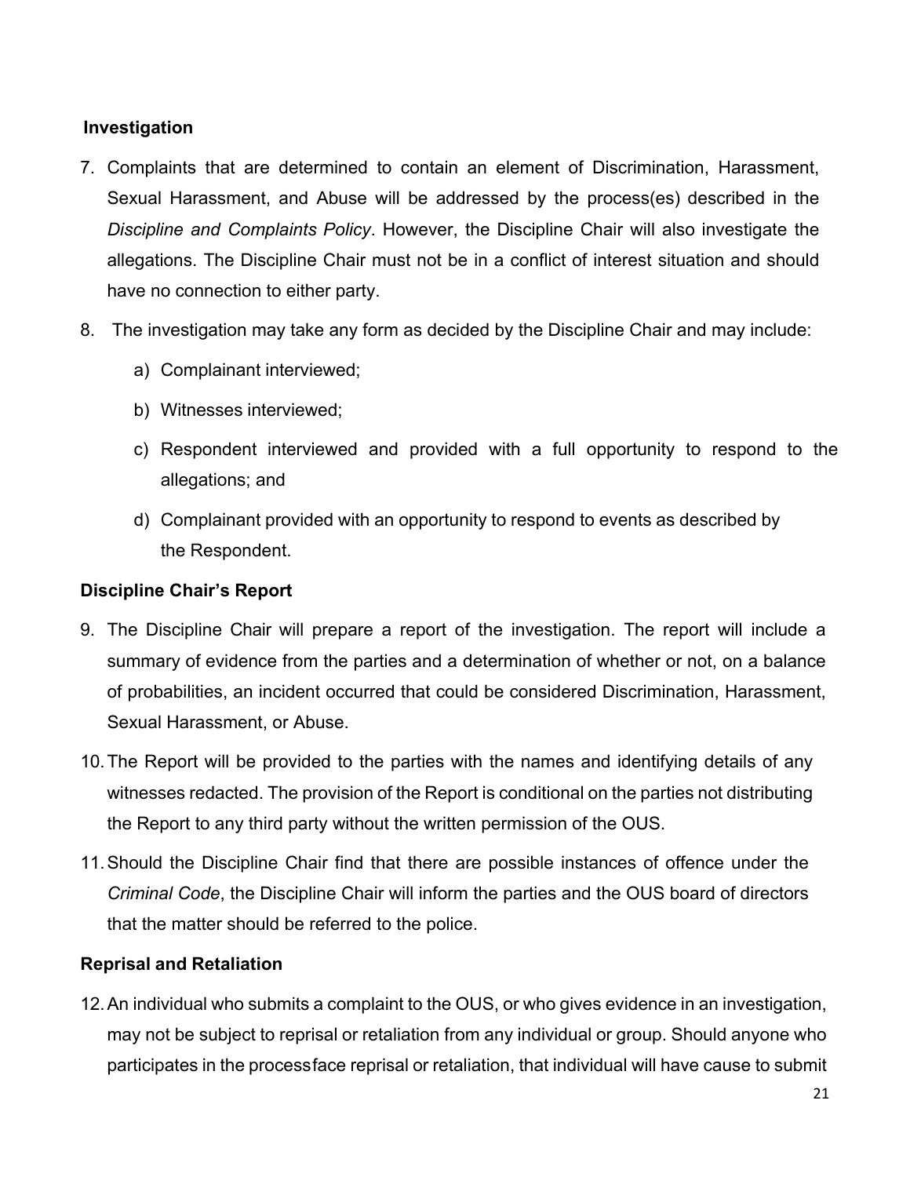### Investigation

7. Complaints that are determined to contain an element of Discrimination, Harassment, Sexual Harassment, and Abuse will be addressed by the process(es) described in the *Discipline and Complaints Policy*. However, the Discipline Chair will also investigate the allegations. The Discipline Chair must not be in a conflict of interest situation and should have no connection to either party.
8. The investigation may take any form as decided by the Discipline Chair and may include:
    a) Complainant interviewed;
    b) Witnesses interviewed;
    c) Respondent interviewed and provided with a full opportunity to respond to the allegations; and
    d) Complainant provided with an opportunity to respond to events as described by the Respondent.

### Discipline Chair's Report

9. The Discipline Chair will prepare a report of the investigation. The report will include a summary of evidence from the parties and a determination of whether or not, on a balance of probabilities, an incident occurred that could be considered Discrimination, Harassment, Sexual Harassment, or Abuse.
10. The Report will be provided to the parties with the names and identifying details of any witnesses redacted. The provision of the Report is conditional on the parties not distributing the Report to any third party without the written permission of the OUS.
11. Should the Discipline Chair find that there are possible instances of offence under the *Criminal Code*, the Discipline Chair will inform the parties and the OUS board of directors that the matter should be referred to the police.

### Reprisal and Retaliation

12. An individual who submits a complaint to the OUS, or who gives evidence in an investigation, may not be subject to reprisal or retaliation from any individual or group. Should anyone who participates in the processface reprisal or retaliation, that individual will have cause to submit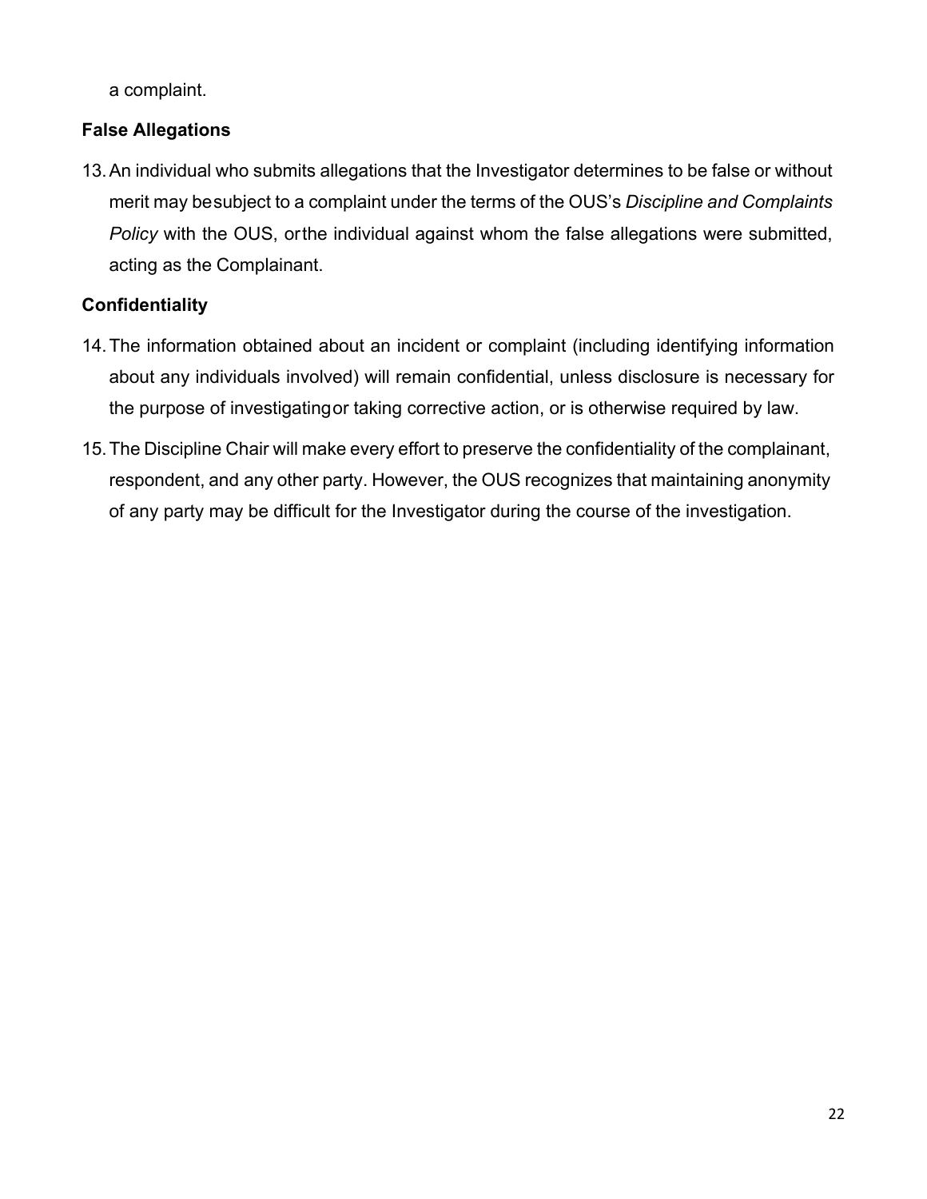a complaint.

**False Allegations**

13. An individual who submits allegations that the Investigator determines to be false or without merit may be subject to a complaint under the terms of the OUS's *Discipline and Complaints Policy* with the OUS, or the individual against whom the false allegations were submitted, acting as the Complainant.

**Confidentiality**

14. The information obtained about an incident or complaint (including identifying information about any individuals involved) will remain confidential, unless disclosure is necessary for the purpose of investigating or taking corrective action, or is otherwise required by law.

15. The Discipline Chair will make every effort to preserve the confidentiality of the complainant, respondent, and any other party. However, the OUS recognizes that maintaining anonymity of any party may be difficult for the Investigator during the course of the investigation.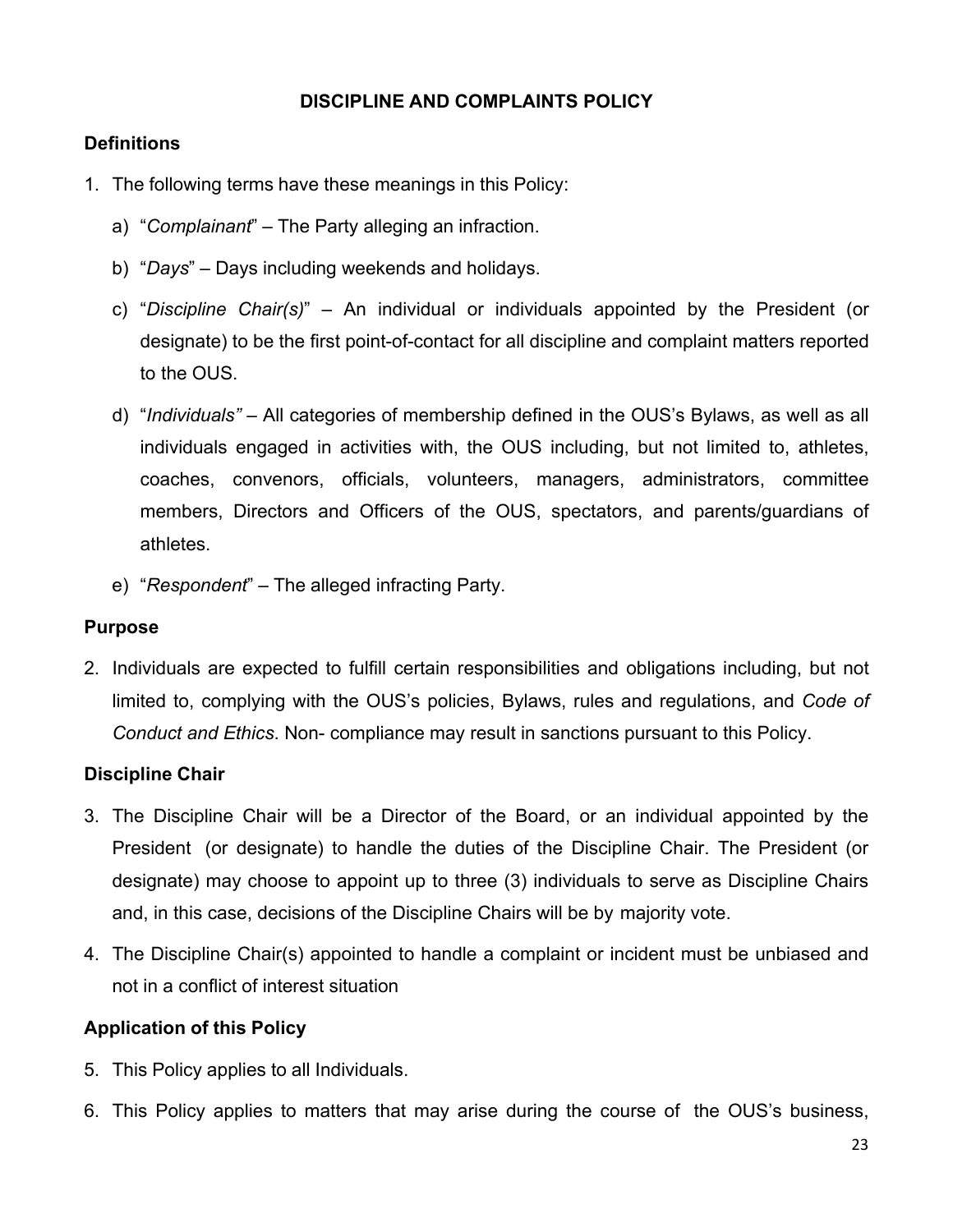## DISCIPLINE AND COMPLAINTS POLICY

### Definitions

1. The following terms have these meanings in this Policy:

   a) "*Complainant*" – The Party alleging an infraction.

   b) "*Days*" – Days including weekends and holidays.

   c) "*Discipline Chair(s)*" – An individual or individuals appointed by the President (or designate) to be the first point-of-contact for all discipline and complaint matters reported to the OUS.

   d) "*Individuals"* – All categories of membership defined in the OUS's Bylaws, as well as all individuals engaged in activities with, the OUS including, but not limited to, athletes, coaches, convenors, officials, volunteers, managers, administrators, committee members, Directors and Officers of the OUS, spectators, and parents/guardians of athletes.

   e) "*Respondent*" – The alleged infracting Party.

### Purpose

2. Individuals are expected to fulfill certain responsibilities and obligations including, but not limited to, complying with the OUS's policies, Bylaws, rules and regulations, and *Code of Conduct and Ethics*. Non- compliance may result in sanctions pursuant to this Policy.

### Discipline Chair

3. The Discipline Chair will be a Director of the Board, or an individual appointed by the President (or designate) to handle the duties of the Discipline Chair. The President (or designate) may choose to appoint up to three (3) individuals to serve as Discipline Chairs and, in this case, decisions of the Discipline Chairs will be by majority vote.

4. The Discipline Chair(s) appointed to handle a complaint or incident must be unbiased and not in a conflict of interest situation

### Application of this Policy

5. This Policy applies to all Individuals.

6. This Policy applies to matters that may arise during the course of the OUS's business,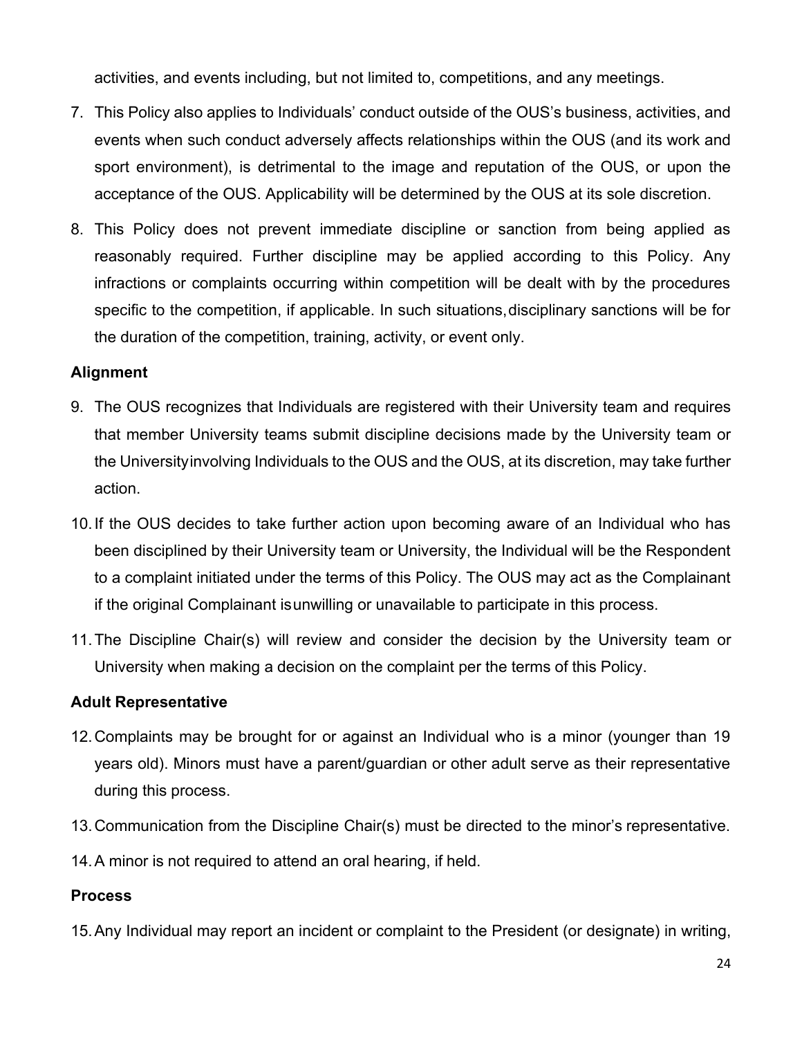activities, and events including, but not limited to, competitions, and any meetings.

7. This Policy also applies to Individuals' conduct outside of the OUS's business, activities, and events when such conduct adversely affects relationships within the OUS (and its work and sport environment), is detrimental to the image and reputation of the OUS, or upon the acceptance of the OUS. Applicability will be determined by the OUS at its sole discretion.
8. This Policy does not prevent immediate discipline or sanction from being applied as reasonably required. Further discipline may be applied according to this Policy. Any infractions or complaints occurring within competition will be dealt with by the procedures specific to the competition, if applicable. In such situations, disciplinary sanctions will be for the duration of the competition, training, activity, or event only.

**Alignment**

9. The OUS recognizes that Individuals are registered with their University team and requires that member University teams submit discipline decisions made by the University team or the University involving Individuals to the OUS and the OUS, at its discretion, may take further action.
10. If the OUS decides to take further action upon becoming aware of an Individual who has been disciplined by their University team or University, the Individual will be the Respondent to a complaint initiated under the terms of this Policy. The OUS may act as the Complainant if the original Complainant is unwilling or unavailable to participate in this process.
11. The Discipline Chair(s) will review and consider the decision by the University team or University when making a decision on the complaint per the terms of this Policy.

**Adult Representative**

12. Complaints may be brought for or against an Individual who is a minor (younger than 19 years old). Minors must have a parent/guardian or other adult serve as their representative during this process.
13. Communication from the Discipline Chair(s) must be directed to the minor's representative.
14. A minor is not required to attend an oral hearing, if held.

**Process**

15. Any Individual may report an incident or complaint to the President (or designate) in writing,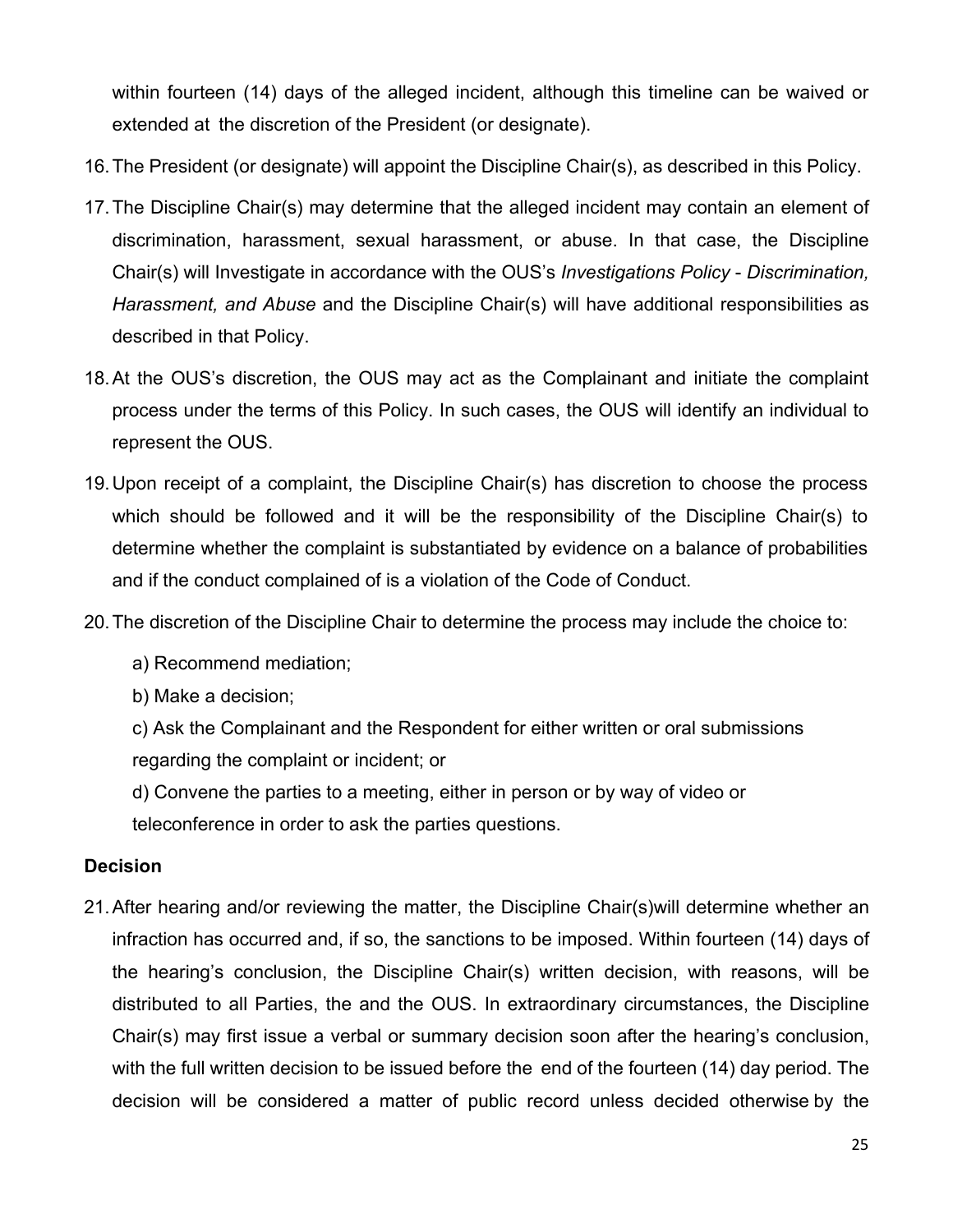within fourteen (14) days of the alleged incident, although this timeline can be waived or extended at the discretion of the President (or designate).

16. The President (or designate) will appoint the Discipline Chair(s), as described in this Policy.
17. The Discipline Chair(s) may determine that the alleged incident may contain an element of discrimination, harassment, sexual harassment, or abuse. In that case, the Discipline Chair(s) will Investigate in accordance with the OUS's *Investigations Policy - Discrimination, Harassment, and Abuse* and the Discipline Chair(s) will have additional responsibilities as described in that Policy.
18. At the OUS's discretion, the OUS may act as the Complainant and initiate the complaint process under the terms of this Policy. In such cases, the OUS will identify an individual to represent the OUS.
19. Upon receipt of a complaint, the Discipline Chair(s) has discretion to choose the process which should be followed and it will be the responsibility of the Discipline Chair(s) to determine whether the complaint is substantiated by evidence on a balance of probabilities and if the conduct complained of is a violation of the Code of Conduct.
20. The discretion of the Discipline Chair to determine the process may include the choice to:

    a) Recommend mediation;

    b) Make a decision;

    c) Ask the Complainant and the Respondent for either written or oral submissions regarding the complaint or incident; or

    d) Convene the parties to a meeting, either in person or by way of video or teleconference in order to ask the parties questions.

**Decision**

21. After hearing and/or reviewing the matter, the Discipline Chair(s)will determine whether an infraction has occurred and, if so, the sanctions to be imposed. Within fourteen (14) days of the hearing's conclusion, the Discipline Chair(s) written decision, with reasons, will be distributed to all Parties, the and the OUS. In extraordinary circumstances, the Discipline Chair(s) may first issue a verbal or summary decision soon after the hearing's conclusion, with the full written decision to be issued before the end of the fourteen (14) day period. The decision will be considered a matter of public record unless decided otherwise by the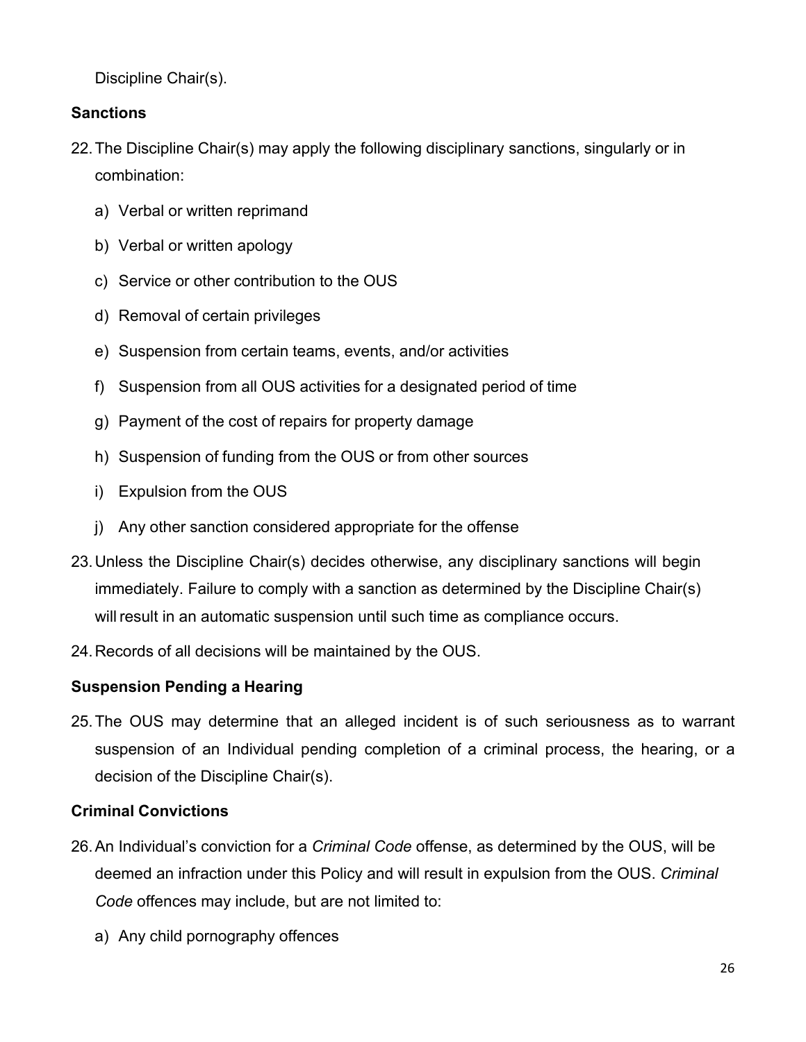Discipline Chair(s).

**Sanctions**

22. The Discipline Chair(s) may apply the following disciplinary sanctions, singularly or in combination:
    a) Verbal or written reprimand
    b) Verbal or written apology
    c) Service or other contribution to the OUS
    d) Removal of certain privileges
    e) Suspension from certain teams, events, and/or activities
    f) Suspension from all OUS activities for a designated period of time
    g) Payment of the cost of repairs for property damage
    h) Suspension of funding from the OUS or from other sources
    i) Expulsion from the OUS
    j) Any other sanction considered appropriate for the offense
23. Unless the Discipline Chair(s) decides otherwise, any disciplinary sanctions will begin immediately. Failure to comply with a sanction as determined by the Discipline Chair(s) will result in an automatic suspension until such time as compliance occurs.
24. Records of all decisions will be maintained by the OUS.

**Suspension Pending a Hearing**

25. The OUS may determine that an alleged incident is of such seriousness as to warrant suspension of an Individual pending completion of a criminal process, the hearing, or a decision of the Discipline Chair(s).

**Criminal Convictions**

26. An Individual's conviction for a *Criminal Code* offense, as determined by the OUS, will be deemed an infraction under this Policy and will result in expulsion from the OUS. *Criminal Code* offences may include, but are not limited to:
    a) Any child pornography offences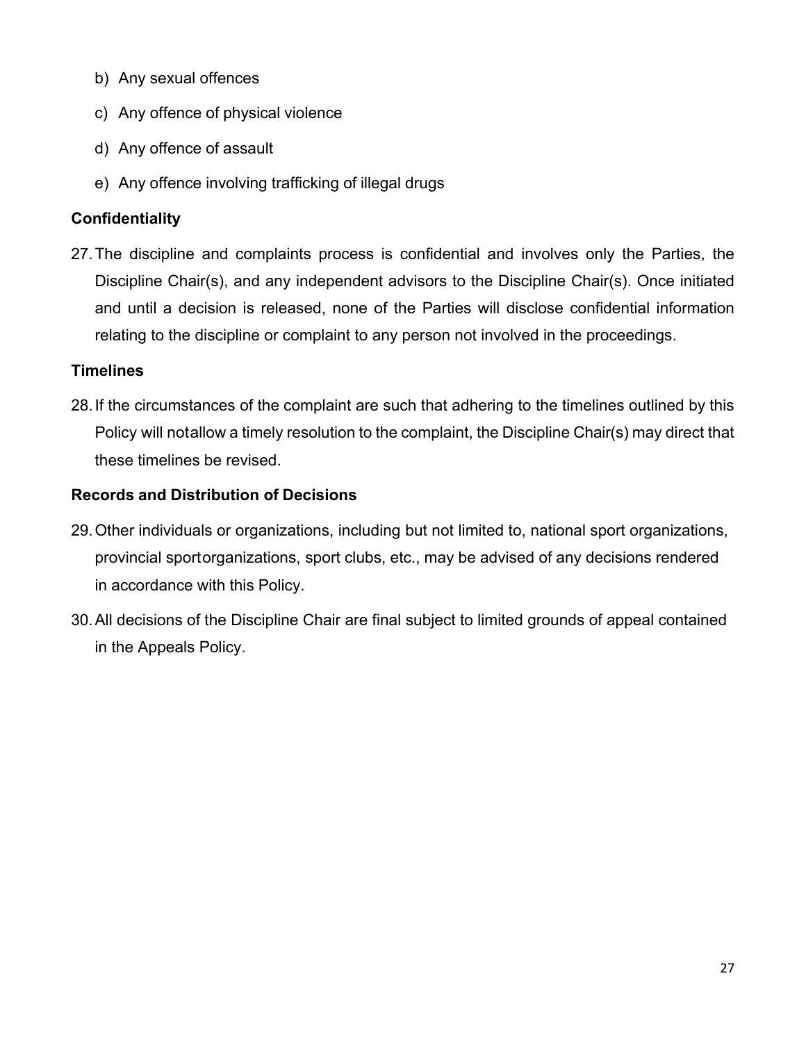b) Any sexual offences

c) Any offence of physical violence

d) Any offence of assault

e) Any offence involving trafficking of illegal drugs

**Confidentiality**

27. The discipline and complaints process is confidential and involves only the Parties, the Discipline Chair(s), and any independent advisors to the Discipline Chair(s). Once initiated and until a decision is released, none of the Parties will disclose confidential information relating to the discipline or complaint to any person not involved in the proceedings.

**Timelines**

28. If the circumstances of the complaint are such that adhering to the timelines outlined by this Policy will notallow a timely resolution to the complaint, the Discipline Chair(s) may direct that these timelines be revised.

**Records and Distribution of Decisions**

29. Other individuals or organizations, including but not limited to, national sport organizations, provincial sportorganizations, sport clubs, etc., may be advised of any decisions rendered in accordance with this Policy.

30. All decisions of the Discipline Chair are final subject to limited grounds of appeal contained in the Appeals Policy.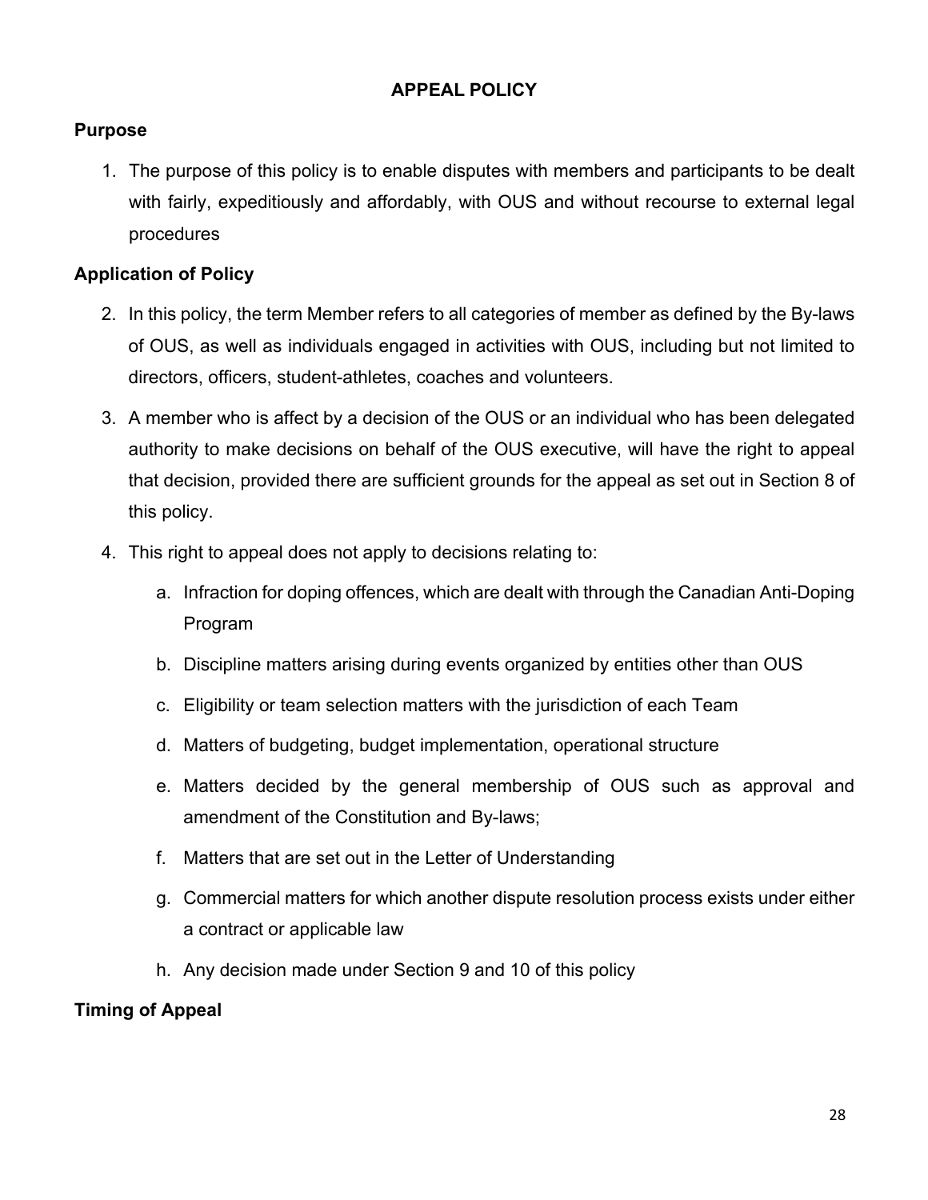## APPEAL POLICY

### Purpose

1. The purpose of this policy is to enable disputes with members and participants to be dealt with fairly, expeditiously and affordably, with OUS and without recourse to external legal procedures

### Application of Policy

2. In this policy, the term Member refers to all categories of member as defined by the By-laws of OUS, as well as individuals engaged in activities with OUS, including but not limited to directors, officers, student-athletes, coaches and volunteers.
3. A member who is affect by a decision of the OUS or an individual who has been delegated authority to make decisions on behalf of the OUS executive, will have the right to appeal that decision, provided there are sufficient grounds for the appeal as set out in Section 8 of this policy.
4. This right to appeal does not apply to decisions relating to:
   a. Infraction for doping offences, which are dealt with through the Canadian Anti-Doping Program
   b. Discipline matters arising during events organized by entities other than OUS
   c. Eligibility or team selection matters with the jurisdiction of each Team
   d. Matters of budgeting, budget implementation, operational structure
   e. Matters decided by the general membership of OUS such as approval and amendment of the Constitution and By-laws;
   f. Matters that are set out in the Letter of Understanding
   g. Commercial matters for which another dispute resolution process exists under either a contract or applicable law
   h. Any decision made under Section 9 and 10 of this policy

### Timing of Appeal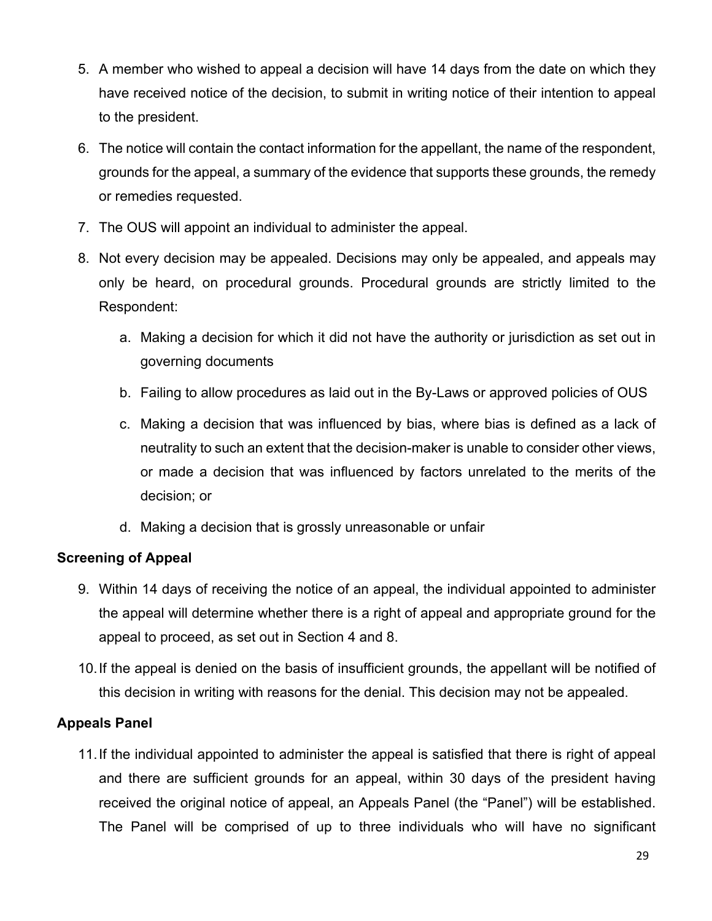5. A member who wished to appeal a decision will have 14 days from the date on which they have received notice of the decision, to submit in writing notice of their intention to appeal to the president.
6. The notice will contain the contact information for the appellant, the name of the respondent, grounds for the appeal, a summary of the evidence that supports these grounds, the remedy or remedies requested.
7. The OUS will appoint an individual to administer the appeal.
8. Not every decision may be appealed. Decisions may only be appealed, and appeals may only be heard, on procedural grounds. Procedural grounds are strictly limited to the Respondent:
    a. Making a decision for which it did not have the authority or jurisdiction as set out in governing documents
    b. Failing to allow procedures as laid out in the By-Laws or approved policies of OUS
    c. Making a decision that was influenced by bias, where bias is defined as a lack of neutrality to such an extent that the decision-maker is unable to consider other views, or made a decision that was influenced by factors unrelated to the merits of the decision; or
    d. Making a decision that is grossly unreasonable or unfair

**Screening of Appeal**

9. Within 14 days of receiving the notice of an appeal, the individual appointed to administer the appeal will determine whether there is a right of appeal and appropriate ground for the appeal to proceed, as set out in Section 4 and 8.
10. If the appeal is denied on the basis of insufficient grounds, the appellant will be notified of this decision in writing with reasons for the denial. This decision may not be appealed.

**Appeals Panel**

11. If the individual appointed to administer the appeal is satisfied that there is right of appeal and there are sufficient grounds for an appeal, within 30 days of the president having received the original notice of appeal, an Appeals Panel (the "Panel") will be established. The Panel will be comprised of up to three individuals who will have no significant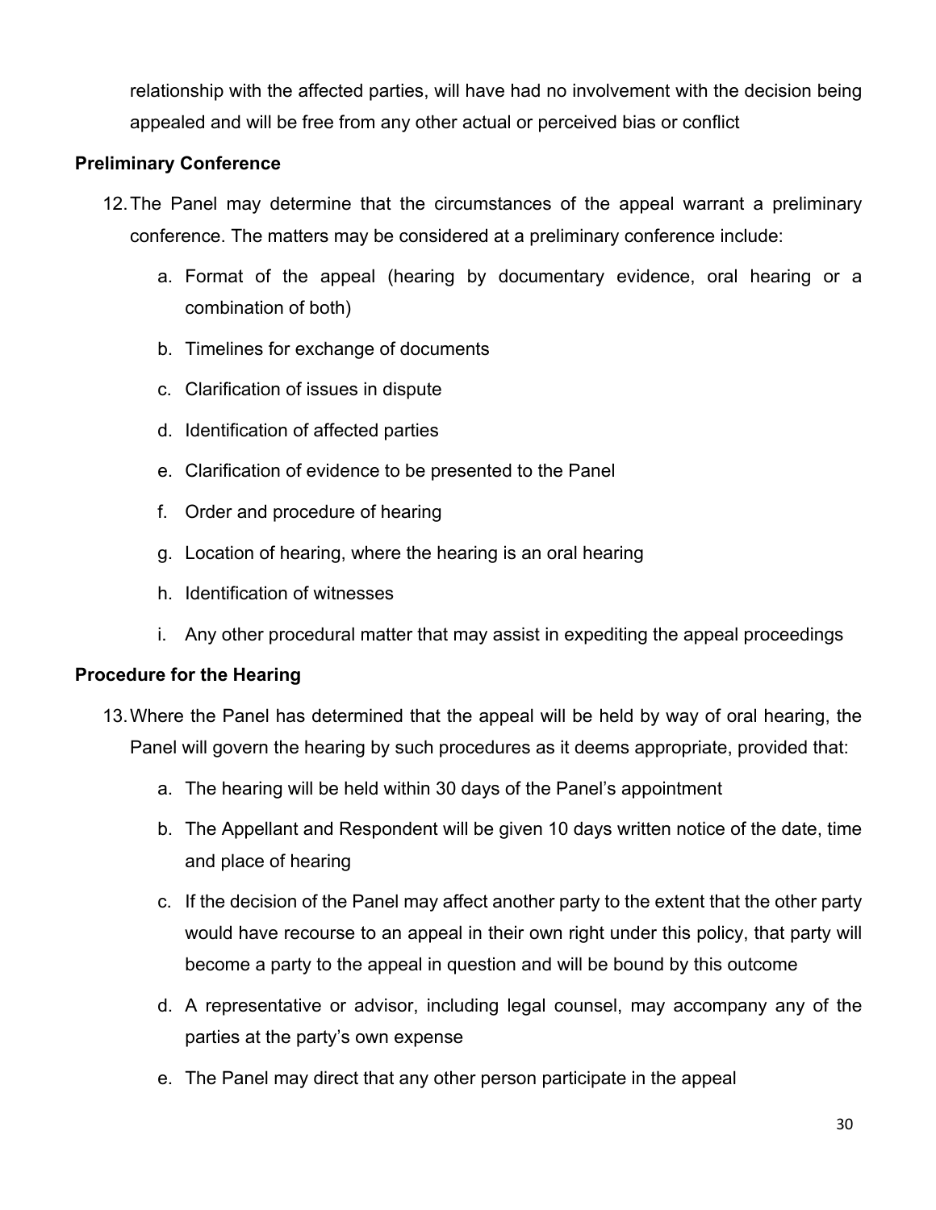relationship with the affected parties, will have had no involvement with the decision being appealed and will be free from any other actual or perceived bias or conflict

**Preliminary Conference**

12. The Panel may determine that the circumstances of the appeal warrant a preliminary conference. The matters may be considered at a preliminary conference include:
    a. Format of the appeal (hearing by documentary evidence, oral hearing or a combination of both)
    b. Timelines for exchange of documents
    c. Clarification of issues in dispute
    d. Identification of affected parties
    e. Clarification of evidence to be presented to the Panel
    f. Order and procedure of hearing
    g. Location of hearing, where the hearing is an oral hearing
    h. Identification of witnesses
    i. Any other procedural matter that may assist in expediting the appeal proceedings

**Procedure for the Hearing**

13. Where the Panel has determined that the appeal will be held by way of oral hearing, the Panel will govern the hearing by such procedures as it deems appropriate, provided that:
    a. The hearing will be held within 30 days of the Panel's appointment
    b. The Appellant and Respondent will be given 10 days written notice of the date, time and place of hearing
    c. If the decision of the Panel may affect another party to the extent that the other party would have recourse to an appeal in their own right under this policy, that party will become a party to the appeal in question and will be bound by this outcome
    d. A representative or advisor, including legal counsel, may accompany any of the parties at the party's own expense
    e. The Panel may direct that any other person participate in the appeal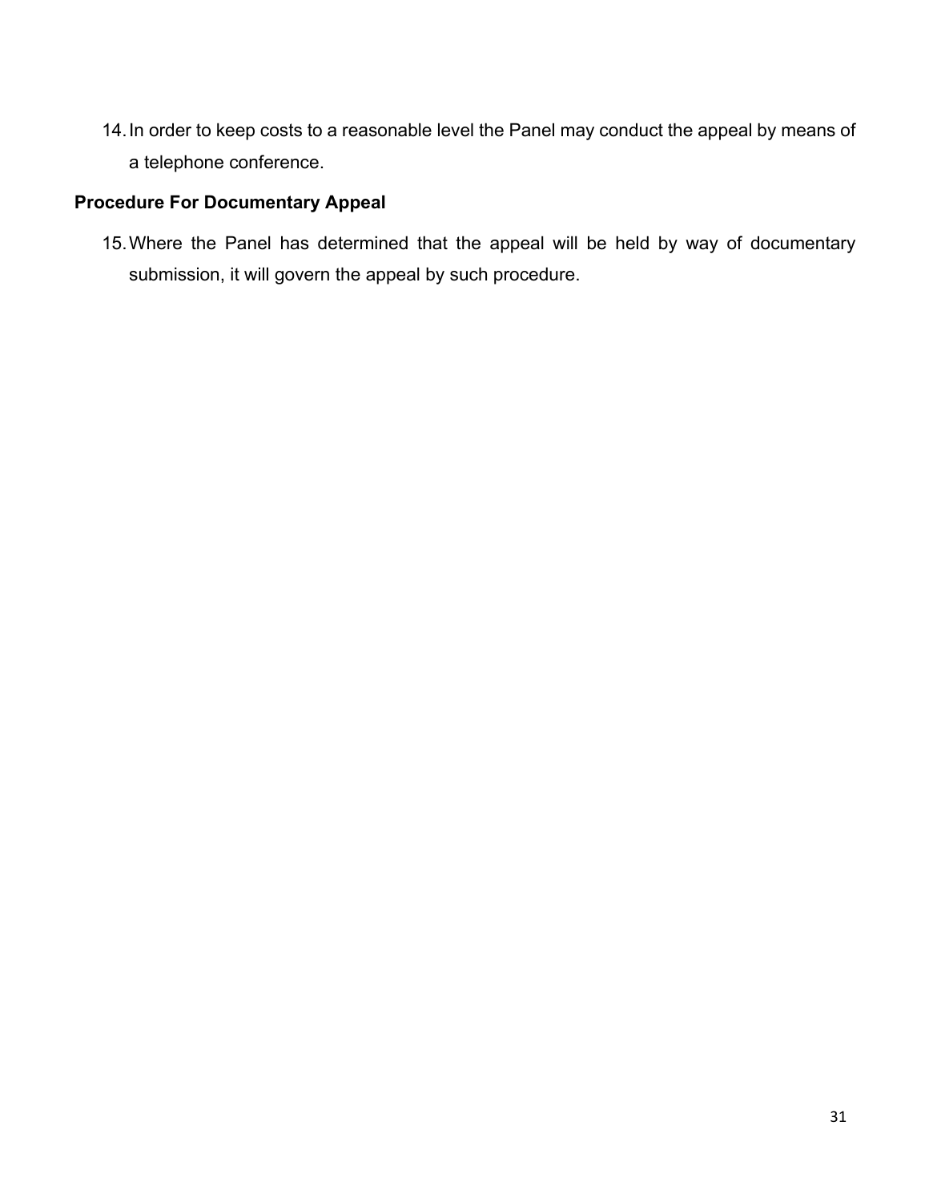14. In order to keep costs to a reasonable level the Panel may conduct the appeal by means of a telephone conference.

**Procedure For Documentary Appeal**

15. Where the Panel has determined that the appeal will be held by way of documentary submission, it will govern the appeal by such procedure.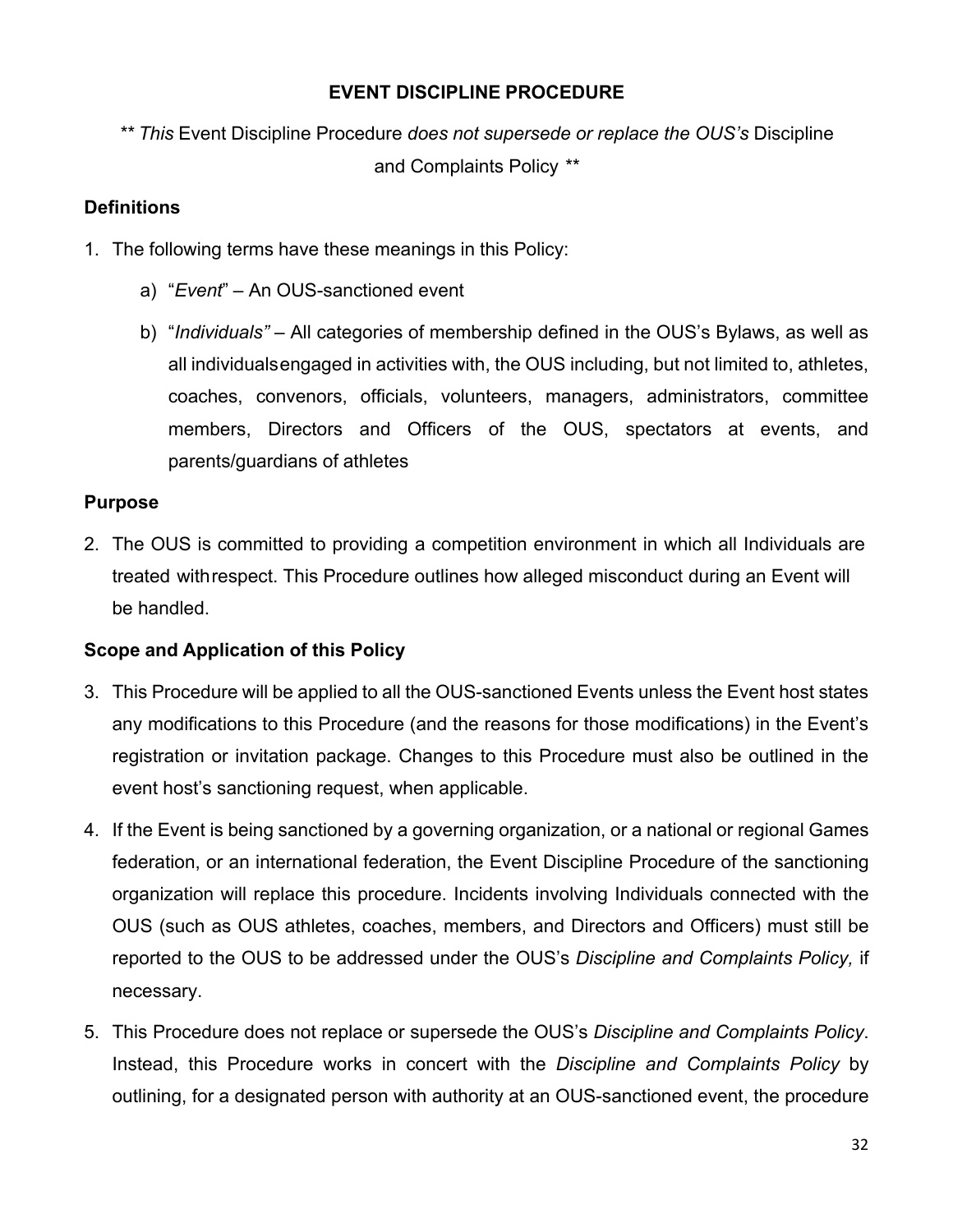## EVENT DISCIPLINE PROCEDURE

** *This* Event Discipline Procedure *does not supersede or replace the OUS's* Discipline and Complaints Policy **

### Definitions

1. The following terms have these meanings in this Policy:
   a) "*Event*" – An OUS-sanctioned event
   b) "*Individuals"* – All categories of membership defined in the OUS's Bylaws, as well as all individuals engaged in activities with, the OUS including, but not limited to, athletes, coaches, convenors, officials, volunteers, managers, administrators, committee members, Directors and Officers of the OUS, spectators at events, and parents/guardians of athletes

### Purpose

2. The OUS is committed to providing a competition environment in which all Individuals are treated with respect. This Procedure outlines how alleged misconduct during an Event will be handled.

### Scope and Application of this Policy

3. This Procedure will be applied to all the OUS-sanctioned Events unless the Event host states any modifications to this Procedure (and the reasons for those modifications) in the Event's registration or invitation package. Changes to this Procedure must also be outlined in the event host's sanctioning request, when applicable.
4. If the Event is being sanctioned by a governing organization, or a national or regional Games federation, or an international federation, the Event Discipline Procedure of the sanctioning organization will replace this procedure. Incidents involving Individuals connected with the OUS (such as OUS athletes, coaches, members, and Directors and Officers) must still be reported to the OUS to be addressed under the OUS's *Discipline and Complaints Policy,* if necessary.
5. This Procedure does not replace or supersede the OUS's *Discipline and Complaints Policy*. Instead, this Procedure works in concert with the *Discipline and Complaints Policy* by outlining, for a designated person with authority at an OUS-sanctioned event, the procedure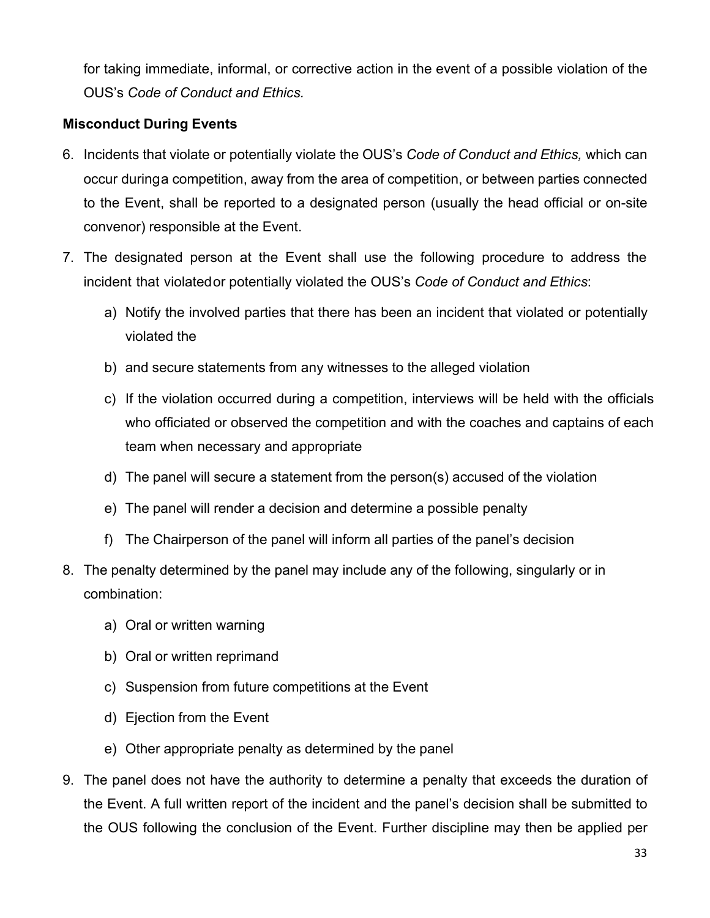for taking immediate, informal, or corrective action in the event of a possible violation of the OUS's *Code of Conduct and Ethics.*

**Misconduct During Events**

6. Incidents that violate or potentially violate the OUS's *Code of Conduct and Ethics,* which can occur duringa competition, away from the area of competition, or between parties connected to the Event, shall be reported to a designated person (usually the head official or on-site convenor) responsible at the Event.
7. The designated person at the Event shall use the following procedure to address the incident that violatedor potentially violated the OUS's *Code of Conduct and Ethics*:
    a) Notify the involved parties that there has been an incident that violated or potentially violated the
    b) and secure statements from any witnesses to the alleged violation
    c) If the violation occurred during a competition, interviews will be held with the officials who officiated or observed the competition and with the coaches and captains of each team when necessary and appropriate
    d) The panel will secure a statement from the person(s) accused of the violation
    e) The panel will render a decision and determine a possible penalty
    f) The Chairperson of the panel will inform all parties of the panel's decision
8. The penalty determined by the panel may include any of the following, singularly or in combination:
    a) Oral or written warning
    b) Oral or written reprimand
    c) Suspension from future competitions at the Event
    d) Ejection from the Event
    e) Other appropriate penalty as determined by the panel
9. The panel does not have the authority to determine a penalty that exceeds the duration of the Event. A full written report of the incident and the panel's decision shall be submitted to the OUS following the conclusion of the Event. Further discipline may then be applied per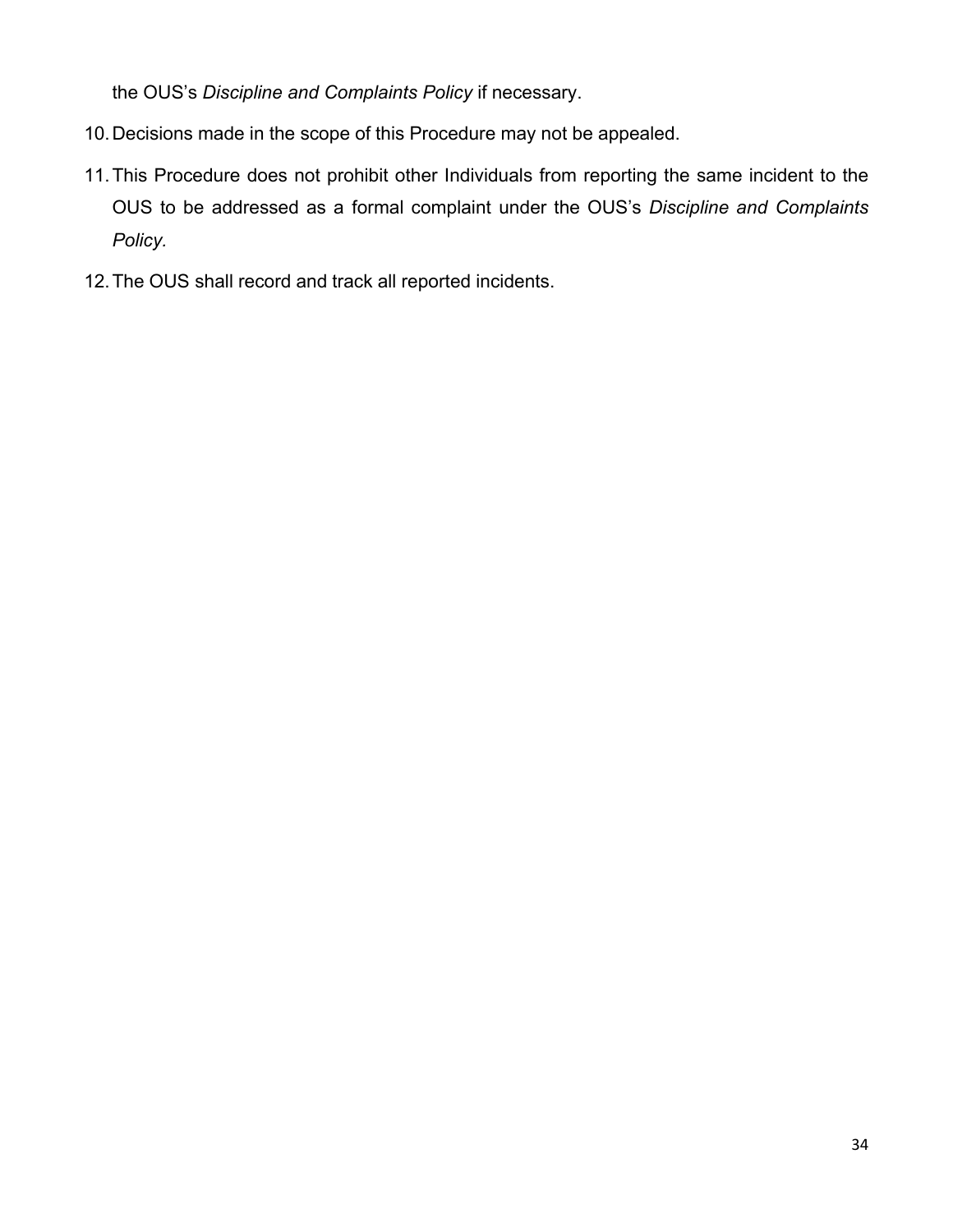the OUS's *Discipline and Complaints Policy* if necessary.

10. Decisions made in the scope of this Procedure may not be appealed.

11. This Procedure does not prohibit other Individuals from reporting the same incident to the OUS to be addressed as a formal complaint under the OUS's *Discipline and Complaints Policy.*

12. The OUS shall record and track all reported incidents.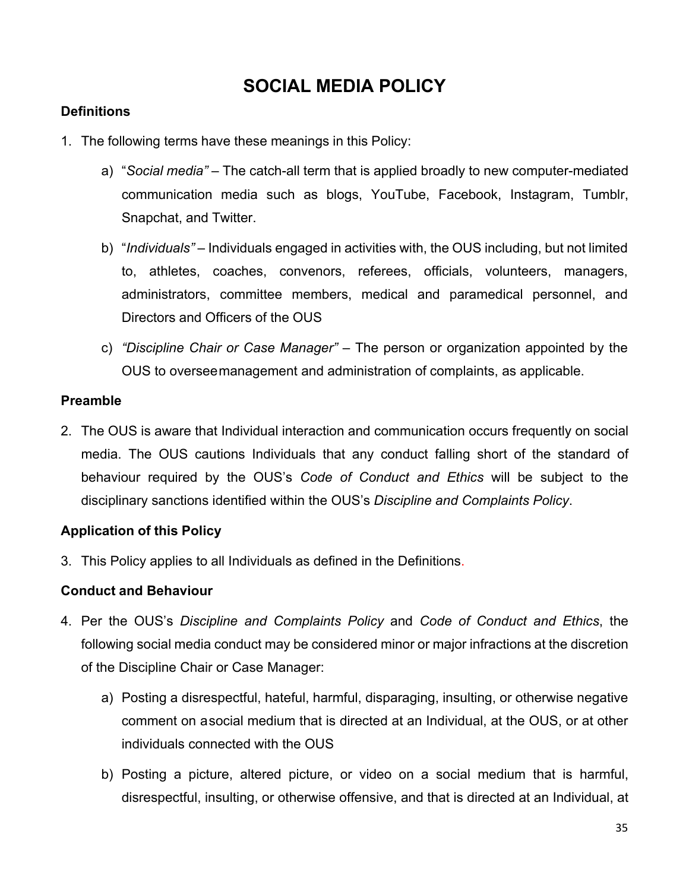# SOCIAL MEDIA POLICY

### Definitions

1. The following terms have these meanings in this Policy:

   a) "*Social media"* – The catch-all term that is applied broadly to new computer-mediated communication media such as blogs, YouTube, Facebook, Instagram, Tumblr, Snapchat, and Twitter.

   b) "*Individuals"* – Individuals engaged in activities with, the OUS including, but not limited to, athletes, coaches, convenors, referees, officials, volunteers, managers, administrators, committee members, medical and paramedical personnel, and Directors and Officers of the OUS

   c) *"Discipline Chair or Case Manager"* – The person or organization appointed by the OUS to oversee management and administration of complaints, as applicable.

### Preamble

2. The OUS is aware that Individual interaction and communication occurs frequently on social media. The OUS cautions Individuals that any conduct falling short of the standard of behaviour required by the OUS's *Code of Conduct and Ethics* will be subject to the disciplinary sanctions identified within the OUS's *Discipline and Complaints Policy*.

### Application of this Policy

3. This Policy applies to all Individuals as defined in the Definitions.

### Conduct and Behaviour

4. Per the OUS's *Discipline and Complaints Policy* and *Code of Conduct and Ethics*, the following social media conduct may be considered minor or major infractions at the discretion of the Discipline Chair or Case Manager:

   a) Posting a disrespectful, hateful, harmful, disparaging, insulting, or otherwise negative comment on a social medium that is directed at an Individual, at the OUS, or at other individuals connected with the OUS

   b) Posting a picture, altered picture, or video on a social medium that is harmful, disrespectful, insulting, or otherwise offensive, and that is directed at an Individual, at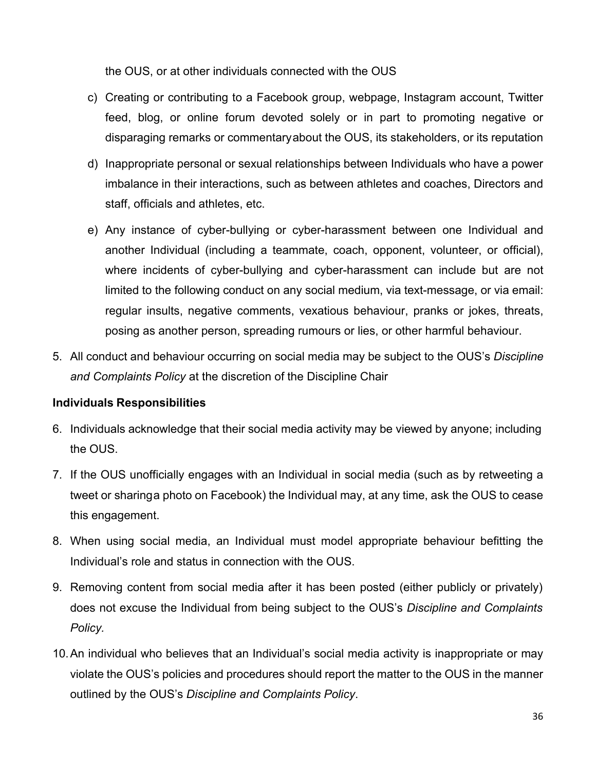the OUS, or at other individuals connected with the OUS

c) Creating or contributing to a Facebook group, webpage, Instagram account, Twitter feed, blog, or online forum devoted solely or in part to promoting negative or disparaging remarks or commentary about the OUS, its stakeholders, or its reputation

d) Inappropriate personal or sexual relationships between Individuals who have a power imbalance in their interactions, such as between athletes and coaches, Directors and staff, officials and athletes, etc.

e) Any instance of cyber-bullying or cyber-harassment between one Individual and another Individual (including a teammate, coach, opponent, volunteer, or official), where incidents of cyber-bullying and cyber-harassment can include but are not limited to the following conduct on any social medium, via text-message, or via email: regular insults, negative comments, vexatious behaviour, pranks or jokes, threats, posing as another person, spreading rumours or lies, or other harmful behaviour.

5. All conduct and behaviour occurring on social media may be subject to the OUS's *Discipline and Complaints Policy* at the discretion of the Discipline Chair

**Individuals Responsibilities**

6. Individuals acknowledge that their social media activity may be viewed by anyone; including the OUS.
7. If the OUS unofficially engages with an Individual in social media (such as by retweeting a tweet or sharing a photo on Facebook) the Individual may, at any time, ask the OUS to cease this engagement.
8. When using social media, an Individual must model appropriate behaviour befitting the Individual's role and status in connection with the OUS.
9. Removing content from social media after it has been posted (either publicly or privately) does not excuse the Individual from being subject to the OUS's *Discipline and Complaints Policy.*
10. An individual who believes that an Individual's social media activity is inappropriate or may violate the OUS's policies and procedures should report the matter to the OUS in the manner outlined by the OUS's *Discipline and Complaints Policy*.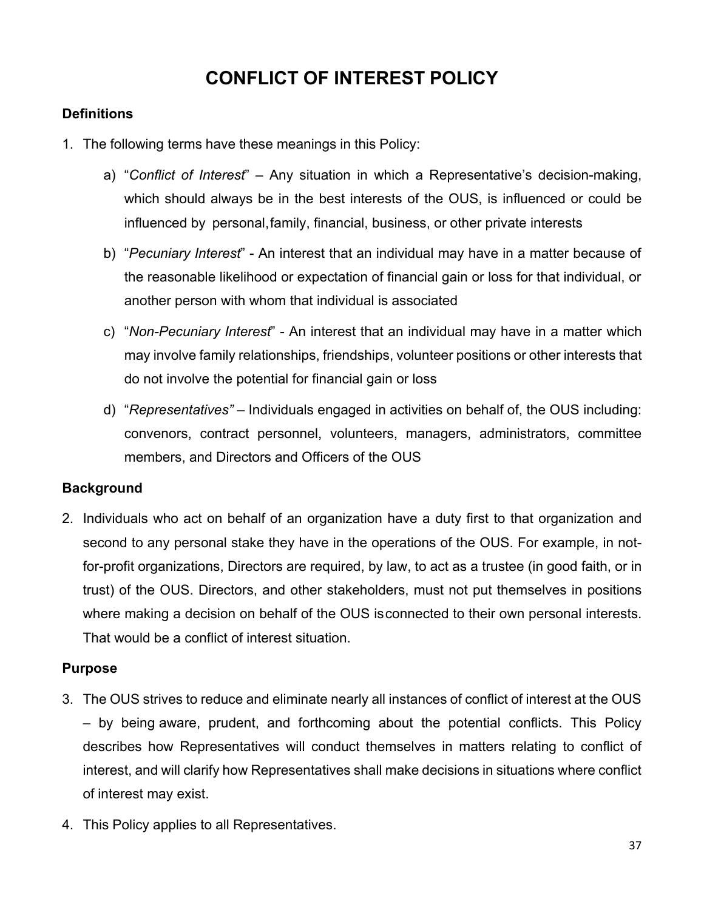# CONFLICT OF INTEREST POLICY

### Definitions

1. The following terms have these meanings in this Policy:

    a) "*Conflict of Interest*" – Any situation in which a Representative's decision-making, which should always be in the best interests of the OUS, is influenced or could be influenced by personal, family, financial, business, or other private interests

    b) "*Pecuniary Interest*" - An interest that an individual may have in a matter because of the reasonable likelihood or expectation of financial gain or loss for that individual, or another person with whom that individual is associated

    c) "*Non-Pecuniary Interest*" - An interest that an individual may have in a matter which may involve family relationships, friendships, volunteer positions or other interests that do not involve the potential for financial gain or loss

    d) "*Representatives"* – Individuals engaged in activities on behalf of, the OUS including: convenors, contract personnel, volunteers, managers, administrators, committee members, and Directors and Officers of the OUS

### Background

2. Individuals who act on behalf of an organization have a duty first to that organization and second to any personal stake they have in the operations of the OUS. For example, in not-for-profit organizations, Directors are required, by law, to act as a trustee (in good faith, or in trust) of the OUS. Directors, and other stakeholders, must not put themselves in positions where making a decision on behalf of the OUS is connected to their own personal interests. That would be a conflict of interest situation.

### Purpose

3. The OUS strives to reduce and eliminate nearly all instances of conflict of interest at the OUS – by being aware, prudent, and forthcoming about the potential conflicts. This Policy describes how Representatives will conduct themselves in matters relating to conflict of interest, and will clarify how Representatives shall make decisions in situations where conflict of interest may exist.

4. This Policy applies to all Representatives.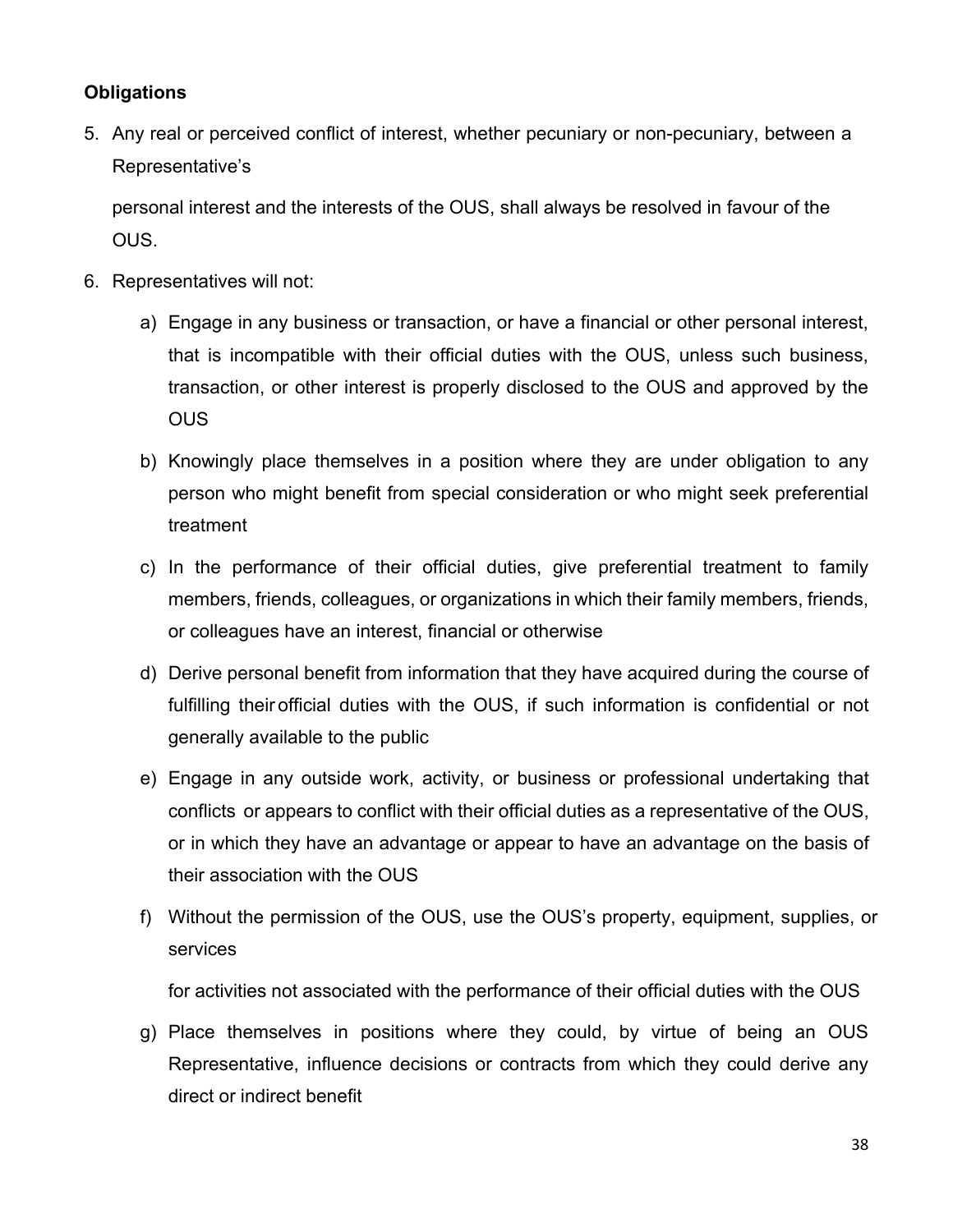**Obligations**

5. Any real or perceived conflict of interest, whether pecuniary or non-pecuniary, between a Representative's personal interest and the interests of the OUS, shall always be resolved in favour of the OUS.

6. Representatives will not:

   a) Engage in any business or transaction, or have a financial or other personal interest, that is incompatible with their official duties with the OUS, unless such business, transaction, or other interest is properly disclosed to the OUS and approved by the OUS

   b) Knowingly place themselves in a position where they are under obligation to any person who might benefit from special consideration or who might seek preferential treatment

   c) In the performance of their official duties, give preferential treatment to family members, friends, colleagues, or organizations in which their family members, friends, or colleagues have an interest, financial or otherwise

   d) Derive personal benefit from information that they have acquired during the course of fulfilling their official duties with the OUS, if such information is confidential or not generally available to the public

   e) Engage in any outside work, activity, or business or professional undertaking that conflicts or appears to conflict with their official duties as a representative of the OUS, or in which they have an advantage or appear to have an advantage on the basis of their association with the OUS

   f) Without the permission of the OUS, use the OUS's property, equipment, supplies, or services for activities not associated with the performance of their official duties with the OUS

   g) Place themselves in positions where they could, by virtue of being an OUS Representative, influence decisions or contracts from which they could derive any direct or indirect benefit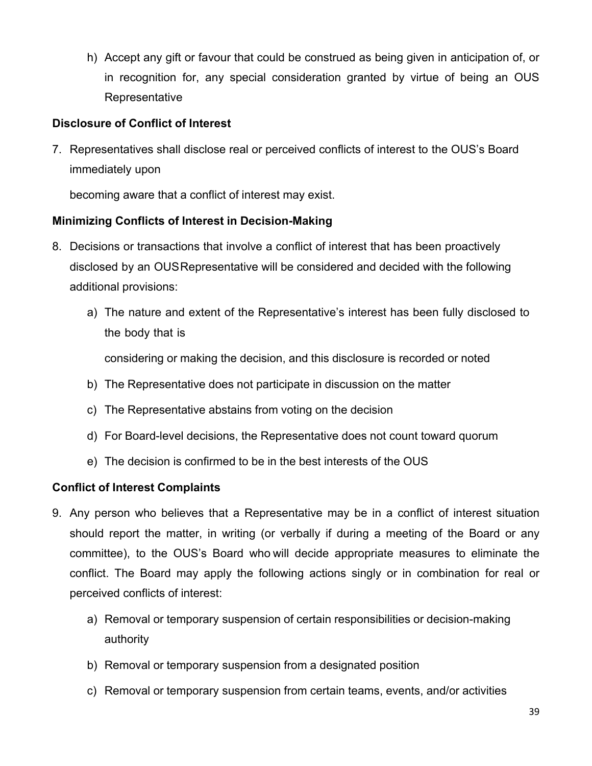h) Accept any gift or favour that could be construed as being given in anticipation of, or in recognition for, any special consideration granted by virtue of being an OUS Representative

**Disclosure of Conflict of Interest**

7. Representatives shall disclose real or perceived conflicts of interest to the OUS's Board immediately upon

   becoming aware that a conflict of interest may exist.

**Minimizing Conflicts of Interest in Decision-Making**

8. Decisions or transactions that involve a conflict of interest that has been proactively disclosed by an OUS Representative will be considered and decided with the following additional provisions:

   a) The nature and extent of the Representative's interest has been fully disclosed to the body that is

      considering or making the decision, and this disclosure is recorded or noted

   b) The Representative does not participate in discussion on the matter

   c) The Representative abstains from voting on the decision

   d) For Board-level decisions, the Representative does not count toward quorum

   e) The decision is confirmed to be in the best interests of the OUS

**Conflict of Interest Complaints**

9. Any person who believes that a Representative may be in a conflict of interest situation should report the matter, in writing (or verbally if during a meeting of the Board or any committee), to the OUS's Board who will decide appropriate measures to eliminate the conflict. The Board may apply the following actions singly or in combination for real or perceived conflicts of interest:

   a) Removal or temporary suspension of certain responsibilities or decision-making authority

   b) Removal or temporary suspension from a designated position

   c) Removal or temporary suspension from certain teams, events, and/or activities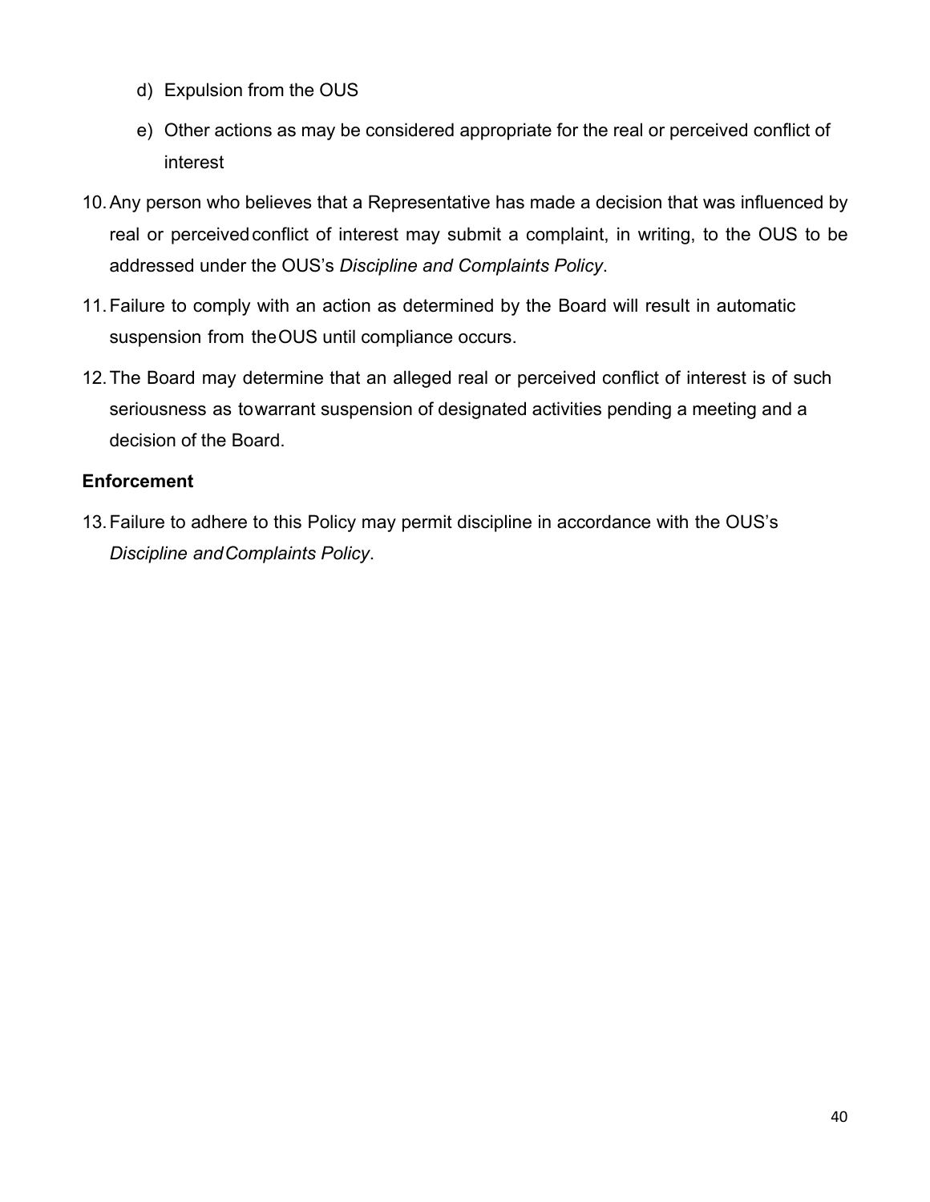d) Expulsion from the OUS

e) Other actions as may be considered appropriate for the real or perceived conflict of interest

10. Any person who believes that a Representative has made a decision that was influenced by real or perceived conflict of interest may submit a complaint, in writing, to the OUS to be addressed under the OUS's *Discipline and Complaints Policy*.

11. Failure to comply with an action as determined by the Board will result in automatic suspension from the OUS until compliance occurs.

12. The Board may determine that an alleged real or perceived conflict of interest is of such seriousness as to warrant suspension of designated activities pending a meeting and a decision of the Board.

**Enforcement**

13. Failure to adhere to this Policy may permit discipline in accordance with the OUS's *Discipline and Complaints Policy*.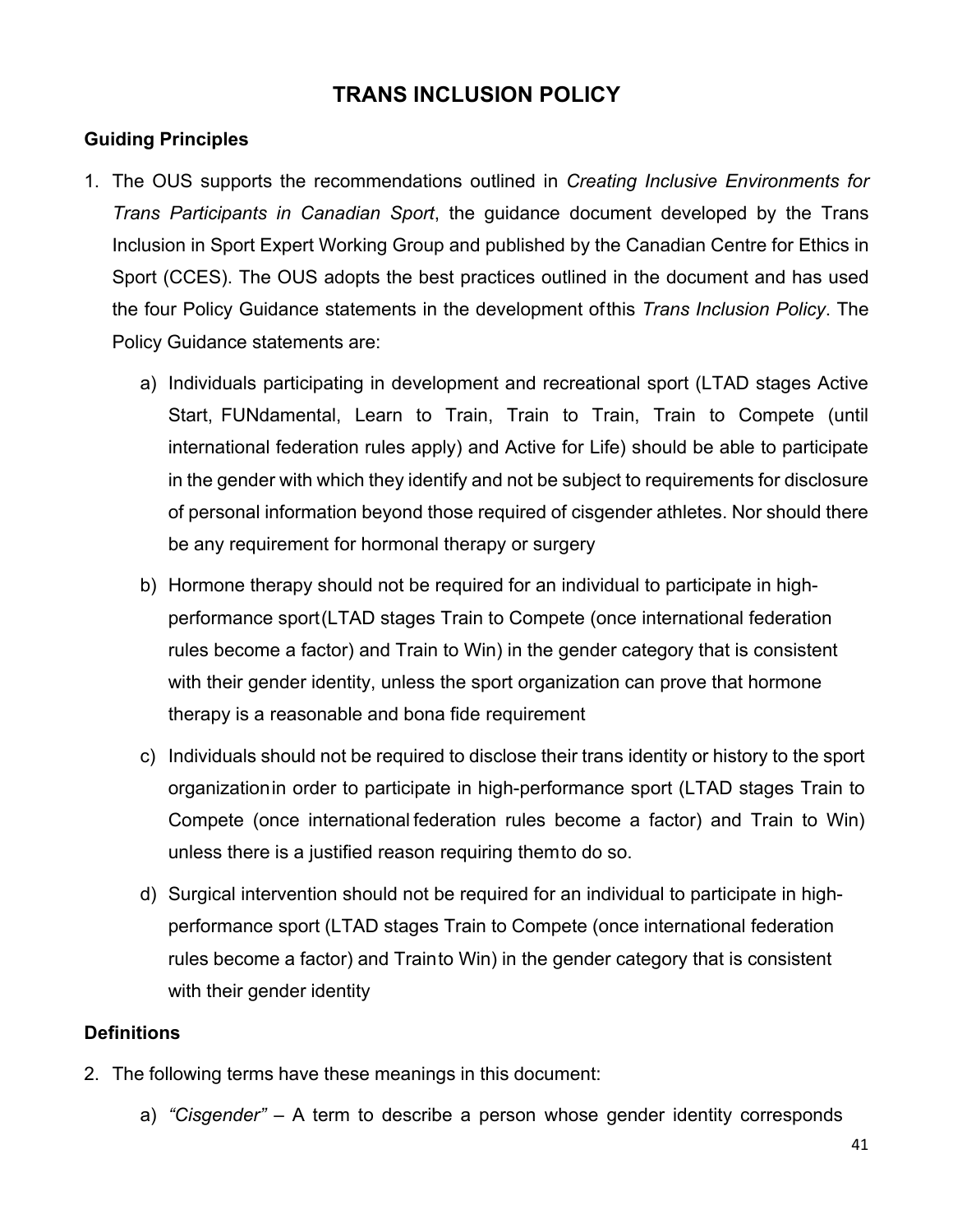# TRANS INCLUSION POLICY

### Guiding Principles

1. The OUS supports the recommendations outlined in *Creating Inclusive Environments for Trans Participants in Canadian Sport*, the guidance document developed by the Trans Inclusion in Sport Expert Working Group and published by the Canadian Centre for Ethics in Sport (CCES). The OUS adopts the best practices outlined in the document and has used the four Policy Guidance statements in the development of this *Trans Inclusion Policy*. The Policy Guidance statements are:

    a) Individuals participating in development and recreational sport (LTAD stages Active Start, FUNdamental, Learn to Train, Train to Train, Train to Compete (until international federation rules apply) and Active for Life) should be able to participate in the gender with which they identify and not be subject to requirements for disclosure of personal information beyond those required of cisgender athletes. Nor should there be any requirement for hormonal therapy or surgery

    b) Hormone therapy should not be required for an individual to participate in high-performance sport (LTAD stages Train to Compete (once international federation rules become a factor) and Train to Win) in the gender category that is consistent with their gender identity, unless the sport organization can prove that hormone therapy is a reasonable and bona fide requirement

    c) Individuals should not be required to disclose their trans identity or history to the sport organization in order to participate in high-performance sport (LTAD stages Train to Compete (once international federation rules become a factor) and Train to Win) unless there is a justified reason requiring them to do so.

    d) Surgical intervention should not be required for an individual to participate in high-performance sport (LTAD stages Train to Compete (once international federation rules become a factor) and Train to Win) in the gender category that is consistent with their gender identity

### Definitions

2. The following terms have these meanings in this document:

    a) *"Cisgender"* – A term to describe a person whose gender identity corresponds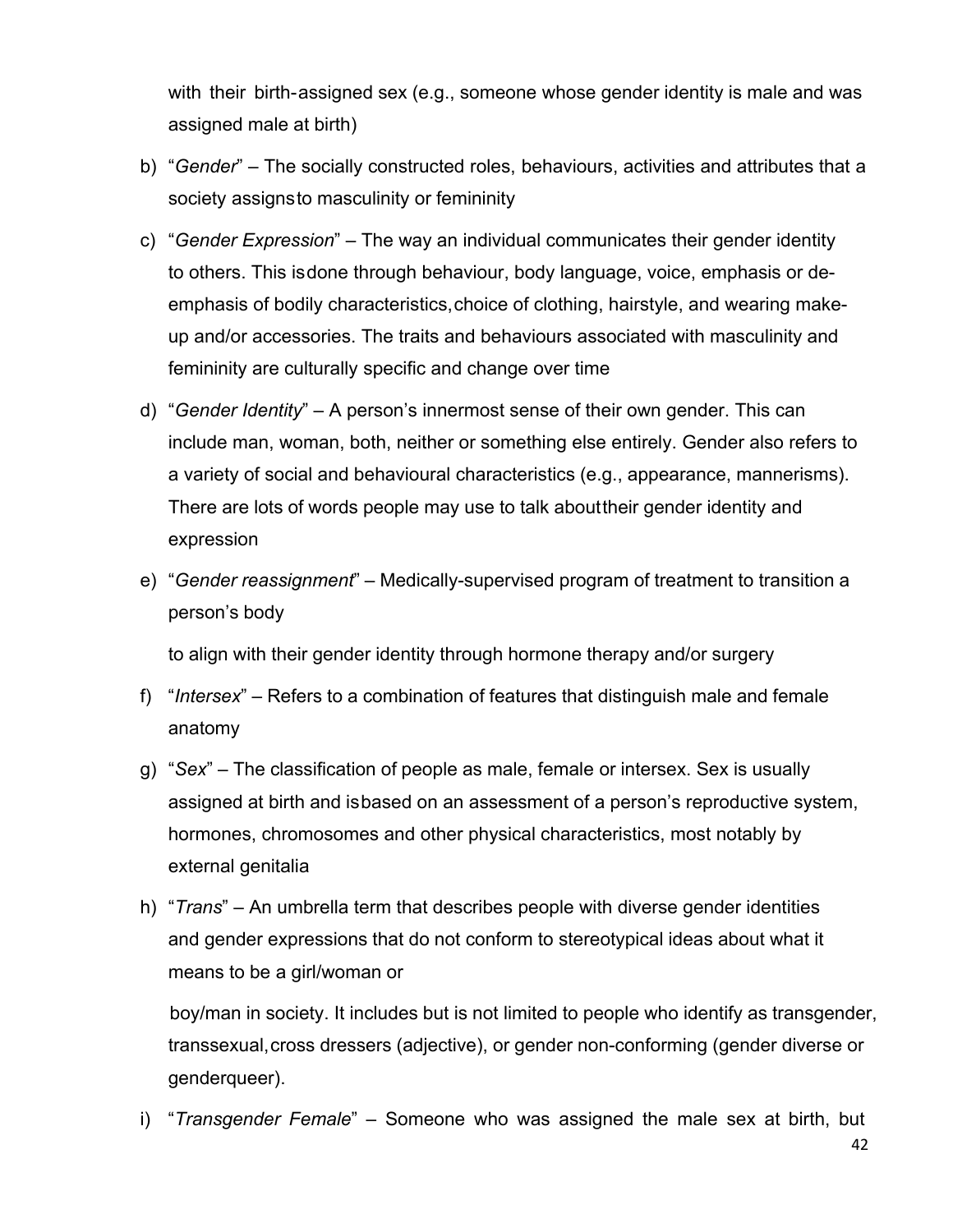with their birth-assigned sex (e.g., someone whose gender identity is male and was assigned male at birth)

b) "*Gender*" – The socially constructed roles, behaviours, activities and attributes that a society assigns to masculinity or femininity

c) "*Gender Expression*" – The way an individual communicates their gender identity to others. This is done through behaviour, body language, voice, emphasis or de-emphasis of bodily characteristics, choice of clothing, hairstyle, and wearing make-up and/or accessories. The traits and behaviours associated with masculinity and femininity are culturally specific and change over time

d) "*Gender Identity*" – A person's innermost sense of their own gender. This can include man, woman, both, neither or something else entirely. Gender also refers to a variety of social and behavioural characteristics (e.g., appearance, mannerisms). There are lots of words people may use to talk about their gender identity and expression

e) "*Gender reassignment*" – Medically-supervised program of treatment to transition a person's body

   to align with their gender identity through hormone therapy and/or surgery

f) "*Intersex*" – Refers to a combination of features that distinguish male and female anatomy

g) "*Sex*" – The classification of people as male, female or intersex. Sex is usually assigned at birth and is based on an assessment of a person's reproductive system, hormones, chromosomes and other physical characteristics, most notably by external genitalia

h) "*Trans*" – An umbrella term that describes people with diverse gender identities and gender expressions that do not conform to stereotypical ideas about what it means to be a girl/woman or

   boy/man in society. It includes but is not limited to people who identify as transgender, transsexual, cross dressers (adjective), or gender non-conforming (gender diverse or genderqueer).

i) "*Transgender Female*" – Someone who was assigned the male sex at birth, but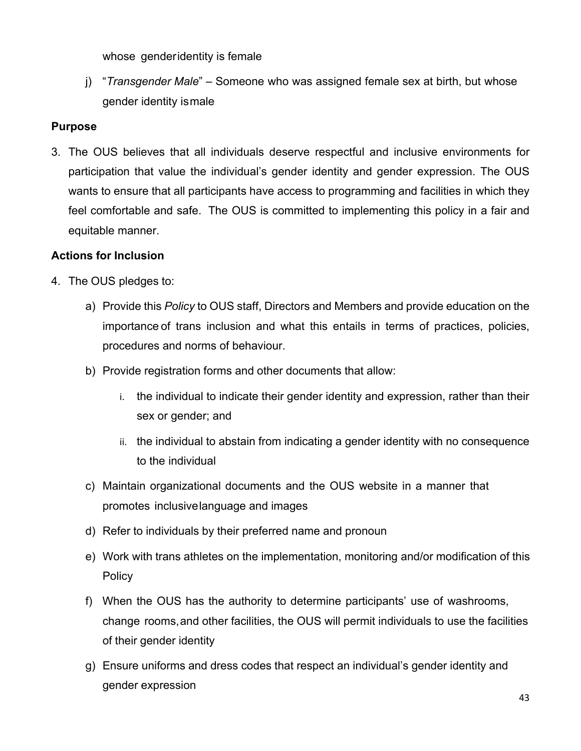whose gender identity is female

j) "*Transgender Male*" – Someone who was assigned female sex at birth, but whose gender identity is male

**Purpose**

3. The OUS believes that all individuals deserve respectful and inclusive environments for participation that value the individual's gender identity and gender expression. The OUS wants to ensure that all participants have access to programming and facilities in which they feel comfortable and safe. The OUS is committed to implementing this policy in a fair and equitable manner.

**Actions for Inclusion**

4. The OUS pledges to:

   a) Provide this *Policy* to OUS staff, Directors and Members and provide education on the importance of trans inclusion and what this entails in terms of practices, policies, procedures and norms of behaviour.

   b) Provide registration forms and other documents that allow:

      i. the individual to indicate their gender identity and expression, rather than their sex or gender; and

      ii. the individual to abstain from indicating a gender identity with no consequence to the individual

   c) Maintain organizational documents and the OUS website in a manner that promotes inclusive language and images

   d) Refer to individuals by their preferred name and pronoun

   e) Work with trans athletes on the implementation, monitoring and/or modification of this Policy

   f) When the OUS has the authority to determine participants' use of washrooms, change rooms, and other facilities, the OUS will permit individuals to use the facilities of their gender identity

   g) Ensure uniforms and dress codes that respect an individual's gender identity and gender expression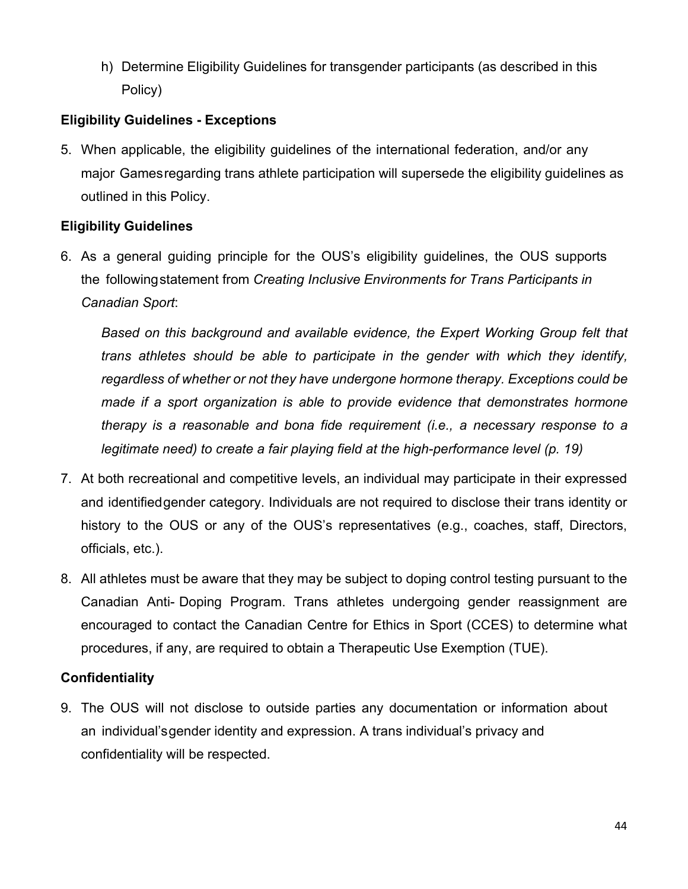h) Determine Eligibility Guidelines for transgender participants (as described in this Policy)

**Eligibility Guidelines - Exceptions**

5. When applicable, the eligibility guidelines of the international federation, and/or any major Games regarding trans athlete participation will supersede the eligibility guidelines as outlined in this Policy.

**Eligibility Guidelines**

6. As a general guiding principle for the OUS's eligibility guidelines, the OUS supports the following statement from *Creating Inclusive Environments for Trans Participants in Canadian Sport*:

   *Based on this background and available evidence, the Expert Working Group felt that trans athletes should be able to participate in the gender with which they identify, regardless of whether or not they have undergone hormone therapy. Exceptions could be made if a sport organization is able to provide evidence that demonstrates hormone therapy is a reasonable and bona fide requirement (i.e., a necessary response to a legitimate need) to create a fair playing field at the high-performance level (p. 19)*

7. At both recreational and competitive levels, an individual may participate in their expressed and identified gender category. Individuals are not required to disclose their trans identity or history to the OUS or any of the OUS's representatives (e.g., coaches, staff, Directors, officials, etc.).

8. All athletes must be aware that they may be subject to doping control testing pursuant to the Canadian Anti- Doping Program. Trans athletes undergoing gender reassignment are encouraged to contact the Canadian Centre for Ethics in Sport (CCES) to determine what procedures, if any, are required to obtain a Therapeutic Use Exemption (TUE).

**Confidentiality**

9. The OUS will not disclose to outside parties any documentation or information about an individual's gender identity and expression. A trans individual's privacy and confidentiality will be respected.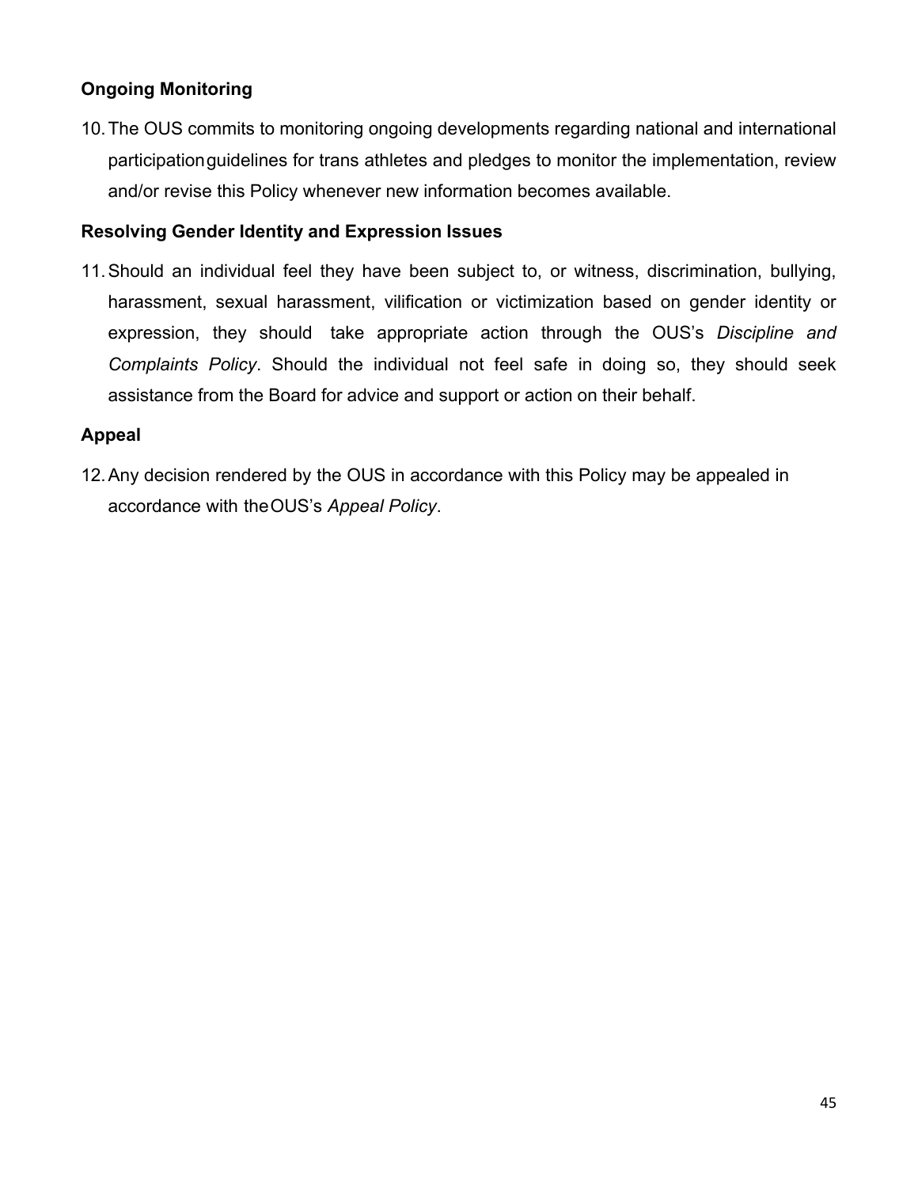**Ongoing Monitoring**

10. The OUS commits to monitoring ongoing developments regarding national and international participation guidelines for trans athletes and pledges to monitor the implementation, review and/or revise this Policy whenever new information becomes available.

**Resolving Gender Identity and Expression Issues**

11. Should an individual feel they have been subject to, or witness, discrimination, bullying, harassment, sexual harassment, vilification or victimization based on gender identity or expression, they should take appropriate action through the OUS's *Discipline and Complaints Policy*. Should the individual not feel safe in doing so, they should seek assistance from the Board for advice and support or action on their behalf.

**Appeal**

12. Any decision rendered by the OUS in accordance with this Policy may be appealed in accordance with the OUS's *Appeal Policy*.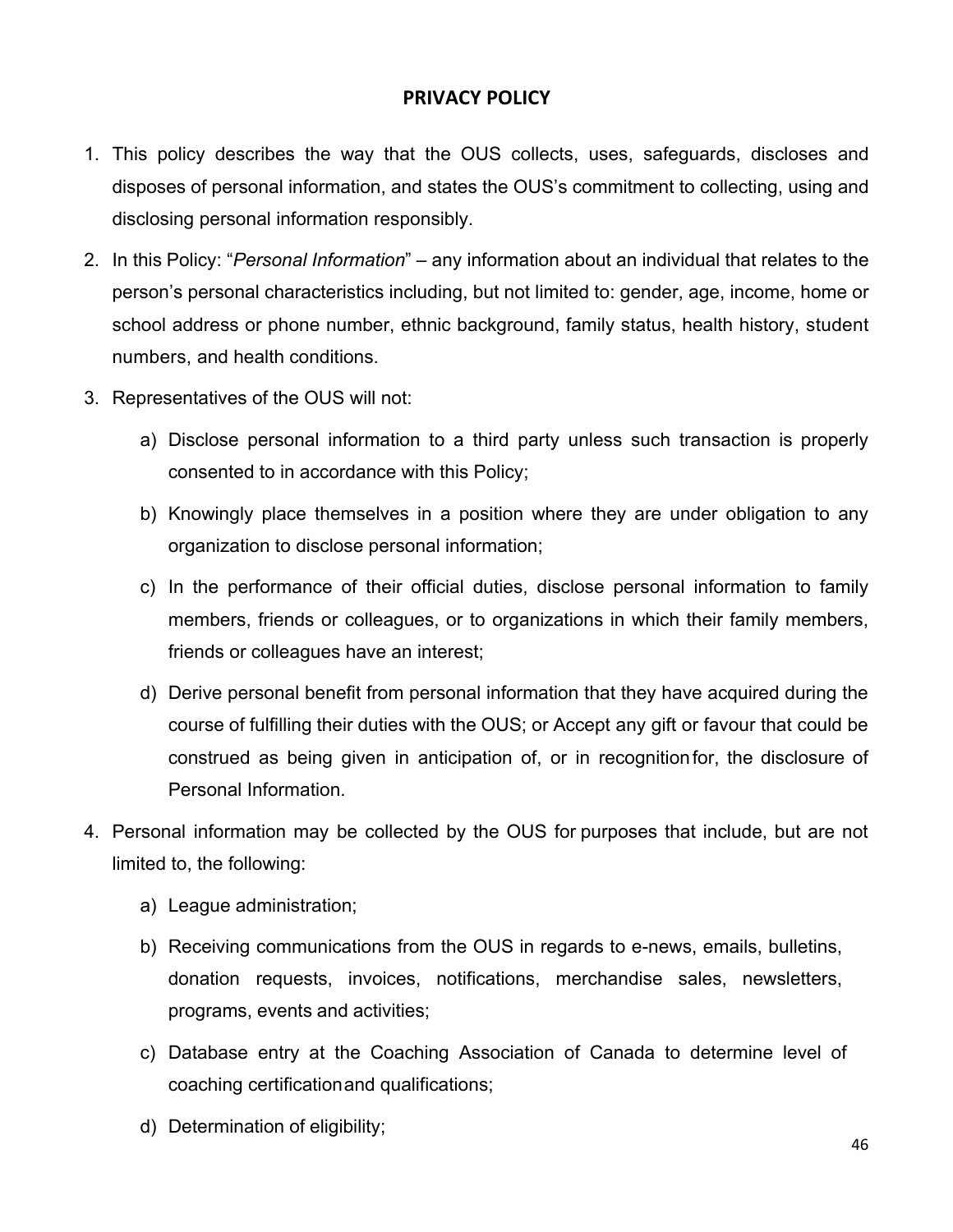## PRIVACY POLICY

1. This policy describes the way that the OUS collects, uses, safeguards, discloses and disposes of personal information, and states the OUS's commitment to collecting, using and disclosing personal information responsibly.

2. In this Policy: "*Personal Information*" – any information about an individual that relates to the person's personal characteristics including, but not limited to: gender, age, income, home or school address or phone number, ethnic background, family status, health history, student numbers, and health conditions.

3. Representatives of the OUS will not:

   a) Disclose personal information to a third party unless such transaction is properly consented to in accordance with this Policy;

   b) Knowingly place themselves in a position where they are under obligation to any organization to disclose personal information;

   c) In the performance of their official duties, disclose personal information to family members, friends or colleagues, or to organizations in which their family members, friends or colleagues have an interest;

   d) Derive personal benefit from personal information that they have acquired during the course of fulfilling their duties with the OUS; or Accept any gift or favour that could be construed as being given in anticipation of, or in recognition for, the disclosure of Personal Information.

4. Personal information may be collected by the OUS for purposes that include, but are not limited to, the following:

   a) League administration;

   b) Receiving communications from the OUS in regards to e-news, emails, bulletins, donation requests, invoices, notifications, merchandise sales, newsletters, programs, events and activities;

   c) Database entry at the Coaching Association of Canada to determine level of coaching certification and qualifications;

   d) Determination of eligibility;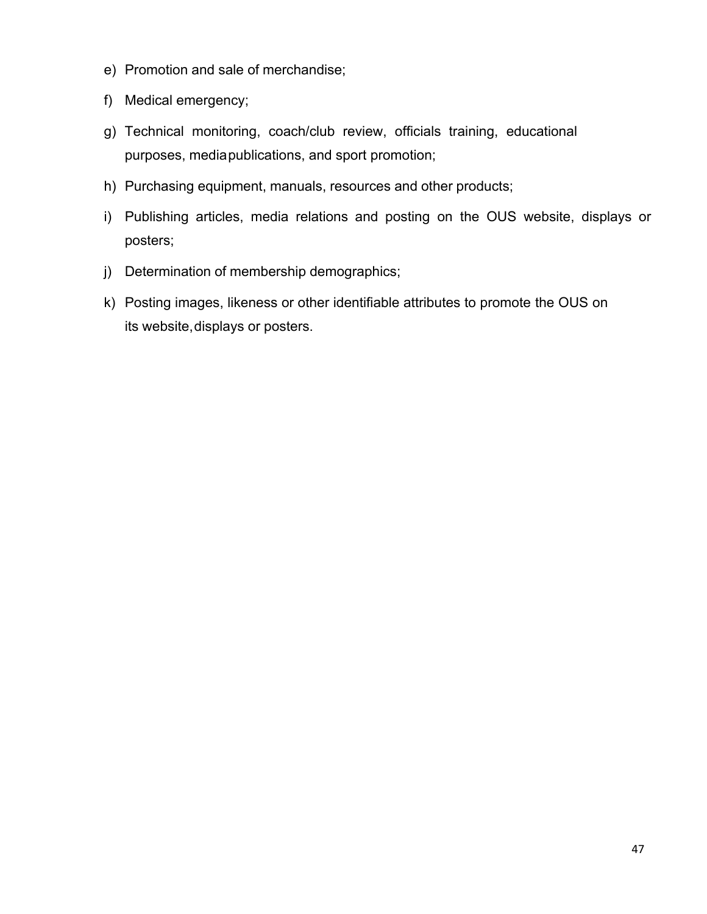e) Promotion and sale of merchandise;

f) Medical emergency;

g) Technical monitoring, coach/club review, officials training, educational purposes, media publications, and sport promotion;

h) Purchasing equipment, manuals, resources and other products;

i) Publishing articles, media relations and posting on the OUS website, displays or posters;

j) Determination of membership demographics;

k) Posting images, likeness or other identifiable attributes to promote the OUS on its website, displays or posters.